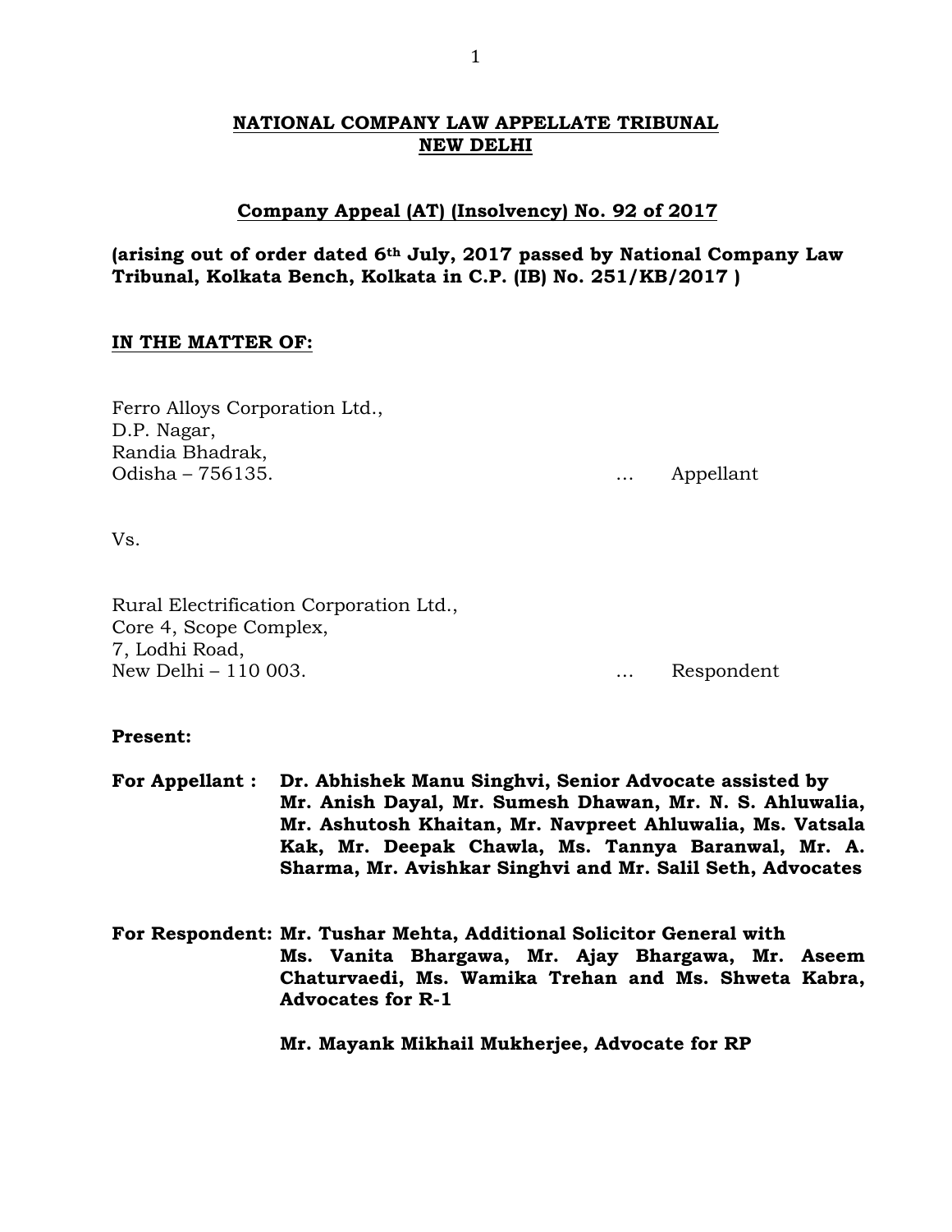# NATIONAL COMPANY LAW APPELLATE TRIBUNAL
# NEW DELHI

## Company Appeal (AT) (Insolvency) No. 92 of 2017

**(arising out of order dated 6th July, 2017 passed by National Company Law Tribunal, Kolkata Bench, Kolkata in C.P. (IB) No. 251/KB/2017 )**

**IN THE MATTER OF:**

Ferro Alloys Corporation Ltd.,
D.P. Nagar,
Randia Bhadrak,
Odisha – 756135. … Appellant

Vs.

Rural Electrification Corporation Ltd.,
Core 4, Scope Complex,
7, Lodhi Road,
New Delhi – 110 003. … Respondent

**Present:**

**For Appellant : Dr. Abhishek Manu Singhvi, Senior Advocate assisted by Mr. Anish Dayal, Mr. Sumesh Dhawan, Mr. N. S. Ahluwalia, Mr. Ashutosh Khaitan, Mr. Navpreet Ahluwalia, Ms. Vatsala Kak, Mr. Deepak Chawla, Ms. Tannya Baranwal, Mr. A. Sharma, Mr. Avishkar Singhvi and Mr. Salil Seth, Advocates**

**For Respondent: Mr. Tushar Mehta, Additional Solicitor General with Ms. Vanita Bhargawa, Mr. Ajay Bhargawa, Mr. Aseem Chaturvaedi, Ms. Wamika Trehan and Ms. Shweta Kabra, Advocates for R-1**

**Mr. Mayank Mikhail Mukherjee, Advocate for RP**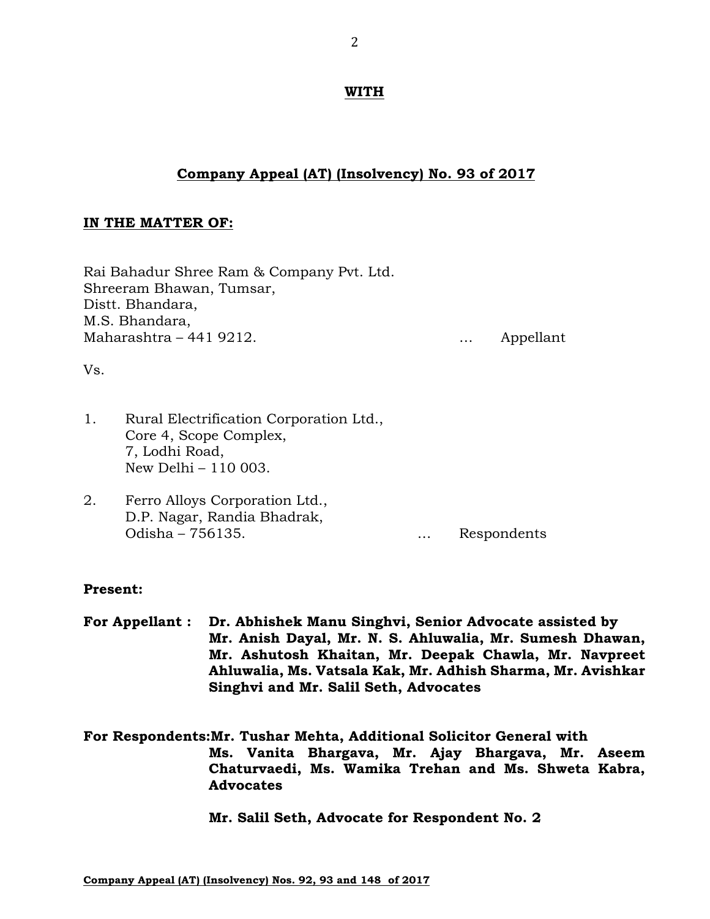**WITH**

**Company Appeal (AT) (Insolvency) No. 93 of 2017**

**IN THE MATTER OF:**

Rai Bahadur Shree Ram & Company Pvt. Ltd.
Shreeram Bhawan, Tumsar,
Distt. Bhandara,
M.S. Bhandara,
Maharashtra – 441 9212. … Appellant

Vs.

1. Rural Electrification Corporation Ltd.,
   Core 4, Scope Complex,
   7, Lodhi Road,
   New Delhi – 110 003.

2. Ferro Alloys Corporation Ltd.,
   D.P. Nagar, Randia Bhadrak,
   Odisha – 756135. … Respondents

**Present:**

**For Appellant : Dr. Abhishek Manu Singhvi, Senior Advocate assisted by Mr. Anish Dayal, Mr. N. S. Ahluwalia, Mr. Sumesh Dhawan, Mr. Ashutosh Khaitan, Mr. Deepak Chawla, Mr. Navpreet Ahluwalia, Ms. Vatsala Kak, Mr. Adhish Sharma, Mr. Avishkar Singhvi and Mr. Salil Seth, Advocates**

**For Respondents: Mr. Tushar Mehta, Additional Solicitor General with Ms. Vanita Bhargava, Mr. Ajay Bhargava, Mr. Aseem Chaturvaedi, Ms. Wamika Trehan and Ms. Shweta Kabra, Advocates**

**Mr. Salil Seth, Advocate for Respondent No. 2**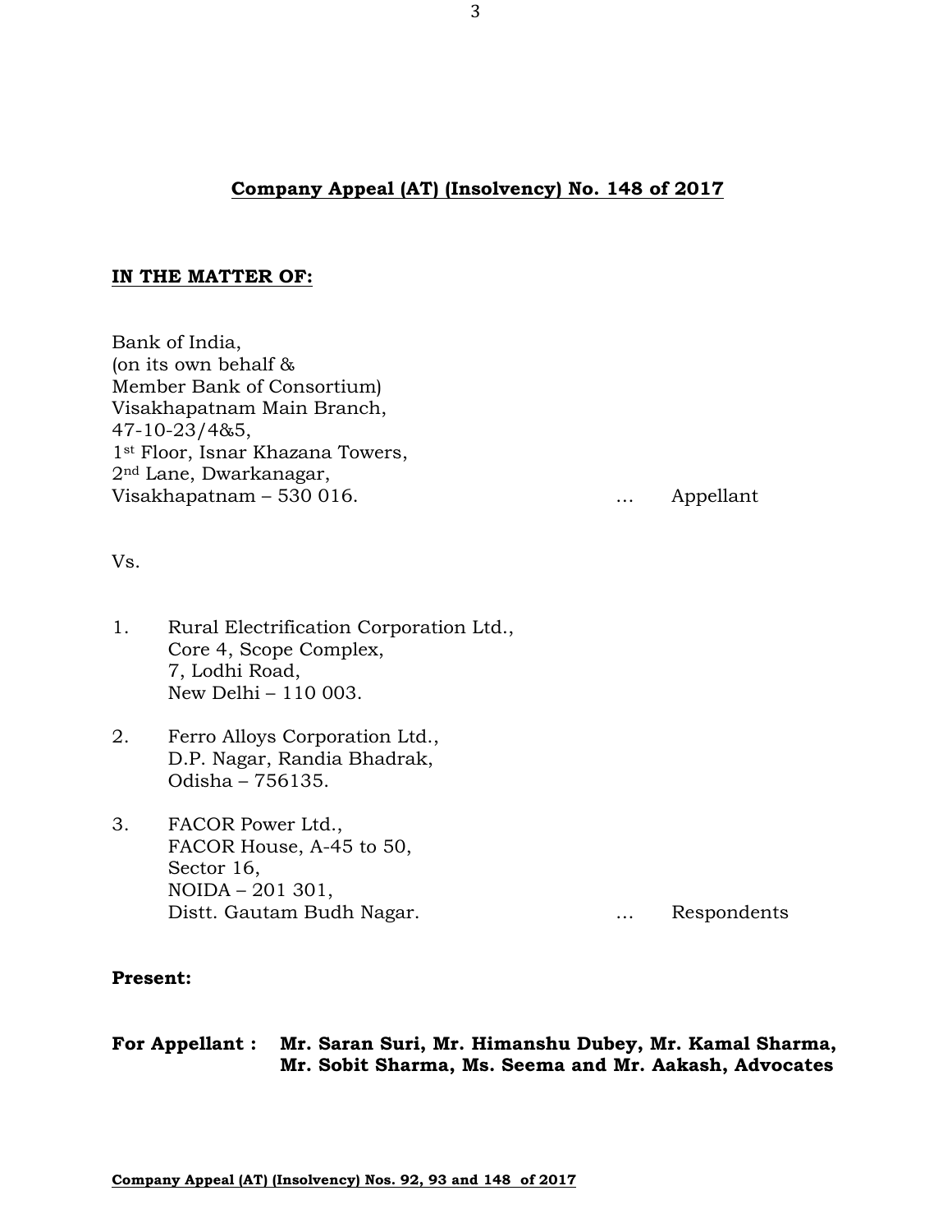**Company Appeal (AT) (Insolvency) No. 148 of 2017**

**IN THE MATTER OF:**

Bank of India,
(on its own behalf &
Member Bank of Consortium)
Visakhapatnam Main Branch,
47-10-23/4&5,
1st Floor, Isnar Khazana Towers,
2nd Lane, Dwarkanagar,
Visakhapatnam – 530 016. … Appellant

Vs.

1. Rural Electrification Corporation Ltd.,
   Core 4, Scope Complex,
   7, Lodhi Road,
   New Delhi – 110 003.

2. Ferro Alloys Corporation Ltd.,
   D.P. Nagar, Randia Bhadrak,
   Odisha – 756135.

3. FACOR Power Ltd.,
   FACOR House, A-45 to 50,
   Sector 16,
   NOIDA – 201 301,
   Distt. Gautam Budh Nagar. … Respondents

**Present:**

**For Appellant : Mr. Saran Suri, Mr. Himanshu Dubey, Mr. Kamal Sharma, Mr. Sobit Sharma, Ms. Seema and Mr. Aakash, Advocates**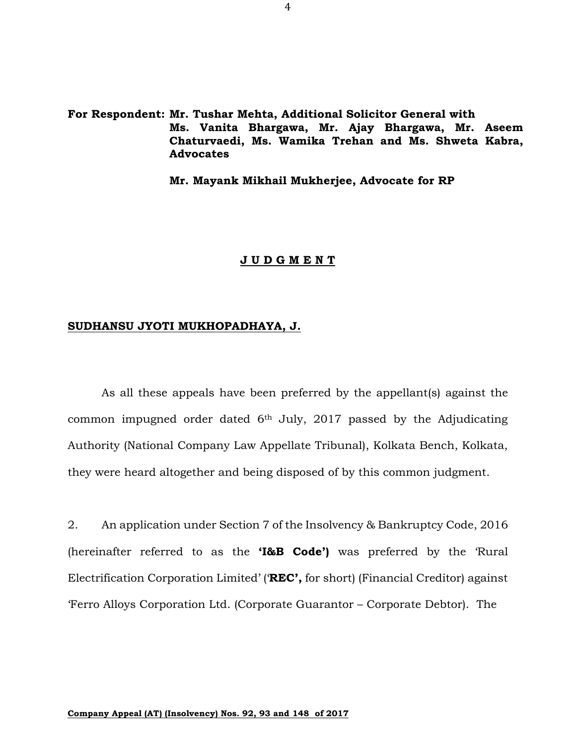**For Respondent: Mr. Tushar Mehta, Additional Solicitor General with Ms. Vanita Bhargawa, Mr. Ajay Bhargawa, Mr. Aseem Chaturvaedi, Ms. Wamika Trehan and Ms. Shweta Kabra, Advocates**

**Mr. Mayank Mikhail Mukherjee, Advocate for RP**

## J U D G M E N T

**SUDHANSU JYOTI MUKHOPADHAYA, J.**

As all these appeals have been preferred by the appellant(s) against the common impugned order dated 6th July, 2017 passed by the Adjudicating Authority (National Company Law Appellate Tribunal), Kolkata Bench, Kolkata, they were heard altogether and being disposed of by this common judgment.

2. An application under Section 7 of the Insolvency & Bankruptcy Code, 2016 (hereinafter referred to as the **'I&B Code')** was preferred by the 'Rural Electrification Corporation Limited' (**'REC',** for short) (Financial Creditor) against 'Ferro Alloys Corporation Ltd. (Corporate Guarantor – Corporate Debtor). The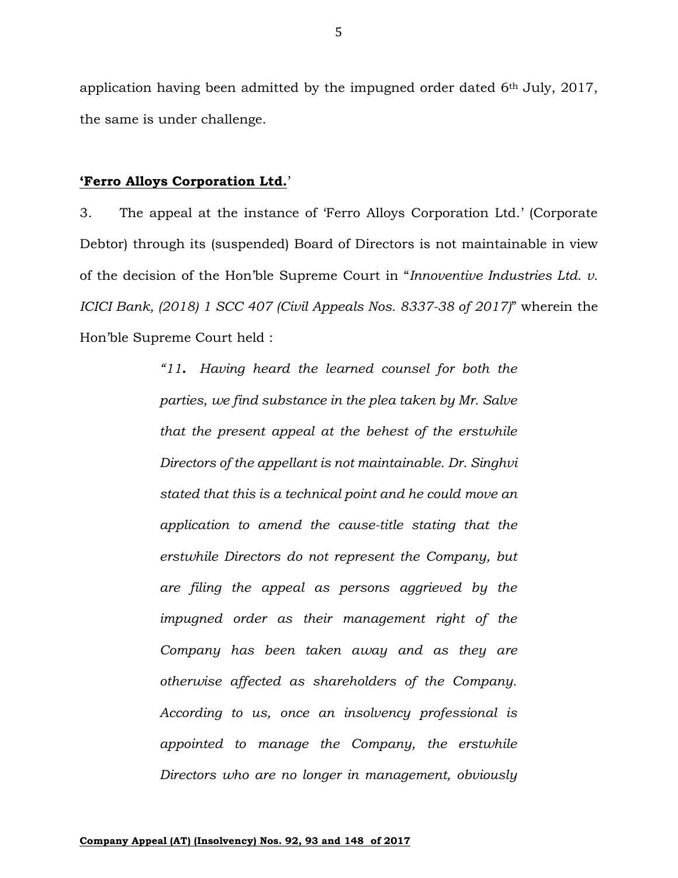application having been admitted by the impugned order dated 6th July, 2017, the same is under challenge.

**<u>'Ferro Alloys Corporation Ltd.</u>'**

3. The appeal at the instance of 'Ferro Alloys Corporation Ltd.' (Corporate Debtor) through its (suspended) Board of Directors is not maintainable in view of the decision of the Hon'ble Supreme Court in "*Innoventive Industries Ltd. v. ICICI Bank, (2018) 1 SCC 407 (Civil Appeals Nos. 8337-38 of 2017)*" wherein the Hon'ble Supreme Court held :

> *"11. Having heard the learned counsel for both the parties, we find substance in the plea taken by Mr. Salve that the present appeal at the behest of the erstwhile Directors of the appellant is not maintainable. Dr. Singhvi stated that this is a technical point and he could move an application to amend the cause-title stating that the erstwhile Directors do not represent the Company, but are filing the appeal as persons aggrieved by the impugned order as their management right of the Company has been taken away and as they are otherwise affected as shareholders of the Company. According to us, once an insolvency professional is appointed to manage the Company, the erstwhile Directors who are no longer in management, obviously*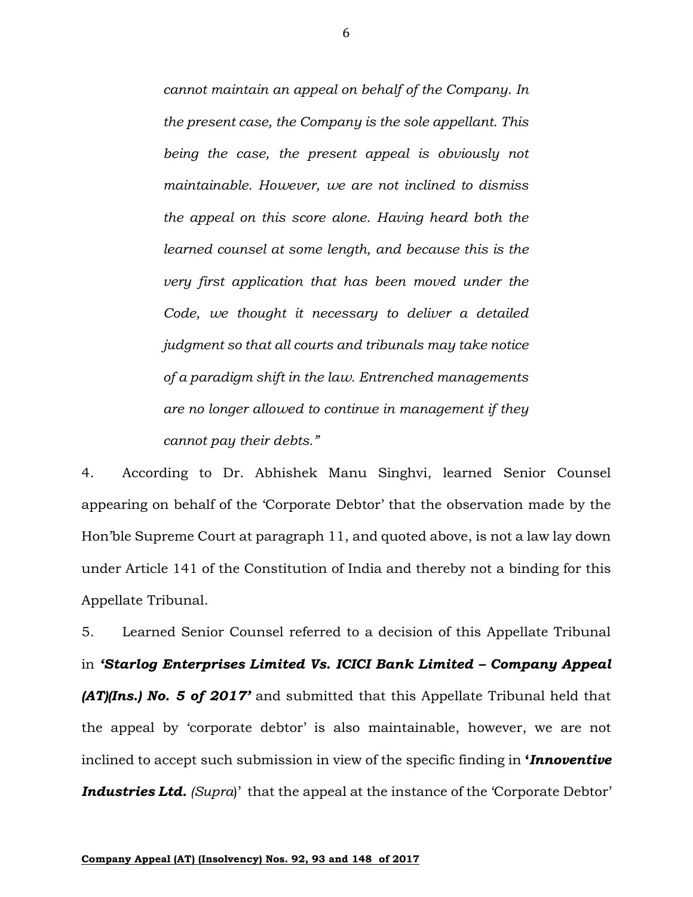> *cannot maintain an appeal on behalf of the Company. In the present case, the Company is the sole appellant. This being the case, the present appeal is obviously not maintainable. However, we are not inclined to dismiss the appeal on this score alone. Having heard both the learned counsel at some length, and because this is the very first application that has been moved under the Code, we thought it necessary to deliver a detailed judgment so that all courts and tribunals may take notice of a paradigm shift in the law. Entrenched managements are no longer allowed to continue in management if they cannot pay their debts."*

4. According to Dr. Abhishek Manu Singhvi, learned Senior Counsel appearing on behalf of the 'Corporate Debtor' that the observation made by the Hon'ble Supreme Court at paragraph 11, and quoted above, is not a law lay down under Article 141 of the Constitution of India and thereby not a binding for this Appellate Tribunal.

5. Learned Senior Counsel referred to a decision of this Appellate Tribunal in ***'Starlog Enterprises Limited Vs. ICICI Bank Limited – Company Appeal (AT)(Ins.) No. 5 of 2017'*** and submitted that this Appellate Tribunal held that the appeal by 'corporate debtor' is also maintainable, however, we are not inclined to accept such submission in view of the specific finding in **'*Innoventive Industries Ltd.*** *(Supra*)' that the appeal at the instance of the 'Corporate Debtor'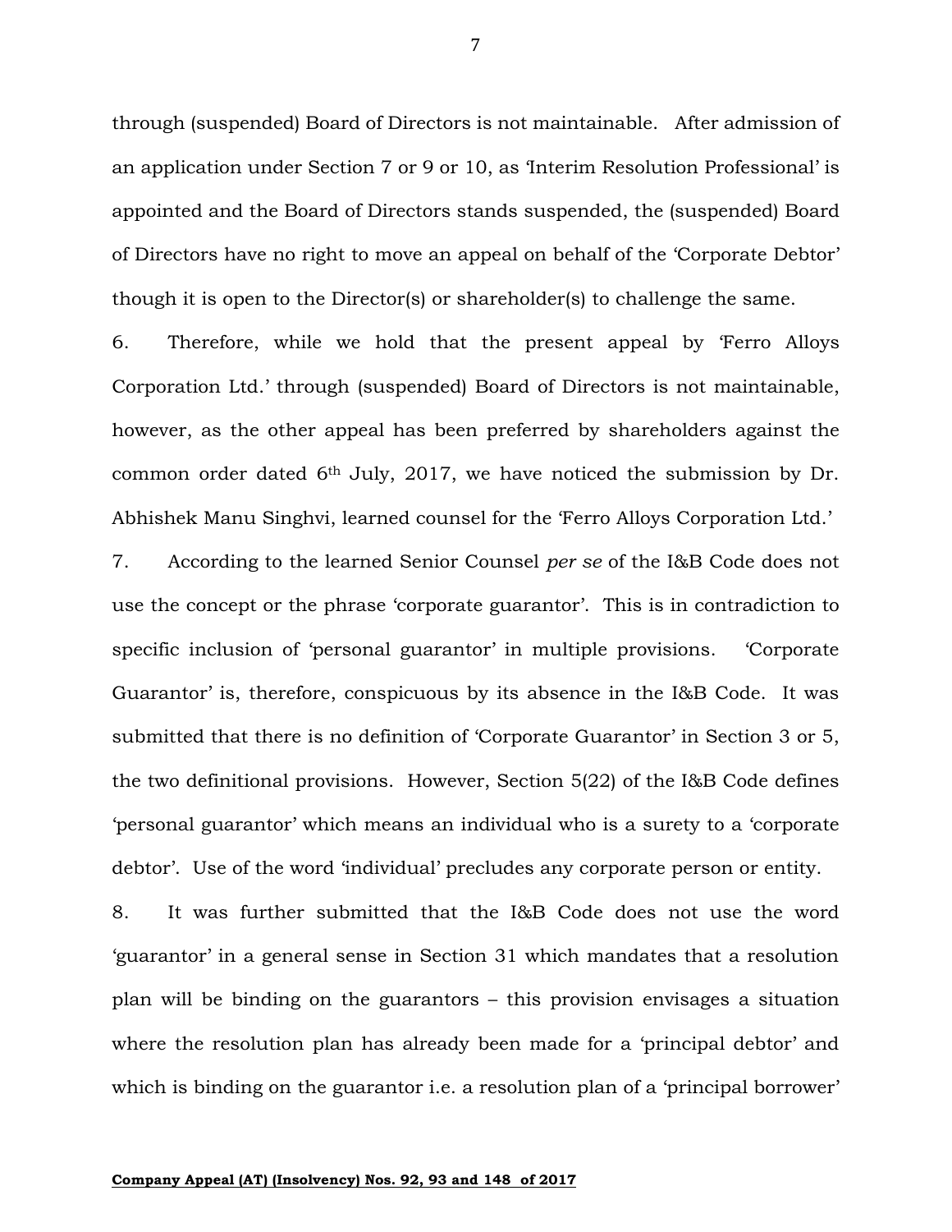through (suspended) Board of Directors is not maintainable. After admission of an application under Section 7 or 9 or 10, as 'Interim Resolution Professional' is appointed and the Board of Directors stands suspended, the (suspended) Board of Directors have no right to move an appeal on behalf of the 'Corporate Debtor' though it is open to the Director(s) or shareholder(s) to challenge the same.

6. Therefore, while we hold that the present appeal by 'Ferro Alloys Corporation Ltd.' through (suspended) Board of Directors is not maintainable, however, as the other appeal has been preferred by shareholders against the common order dated 6th July, 2017, we have noticed the submission by Dr. Abhishek Manu Singhvi, learned counsel for the 'Ferro Alloys Corporation Ltd.'

7. According to the learned Senior Counsel *per se* of the I&B Code does not use the concept or the phrase 'corporate guarantor'. This is in contradiction to specific inclusion of 'personal guarantor' in multiple provisions. 'Corporate Guarantor' is, therefore, conspicuous by its absence in the I&B Code. It was submitted that there is no definition of 'Corporate Guarantor' in Section 3 or 5, the two definitional provisions. However, Section 5(22) of the I&B Code defines 'personal guarantor' which means an individual who is a surety to a 'corporate debtor'. Use of the word 'individual' precludes any corporate person or entity.

8. It was further submitted that the I&B Code does not use the word 'guarantor' in a general sense in Section 31 which mandates that a resolution plan will be binding on the guarantors – this provision envisages a situation where the resolution plan has already been made for a 'principal debtor' and which is binding on the guarantor i.e. a resolution plan of a 'principal borrower'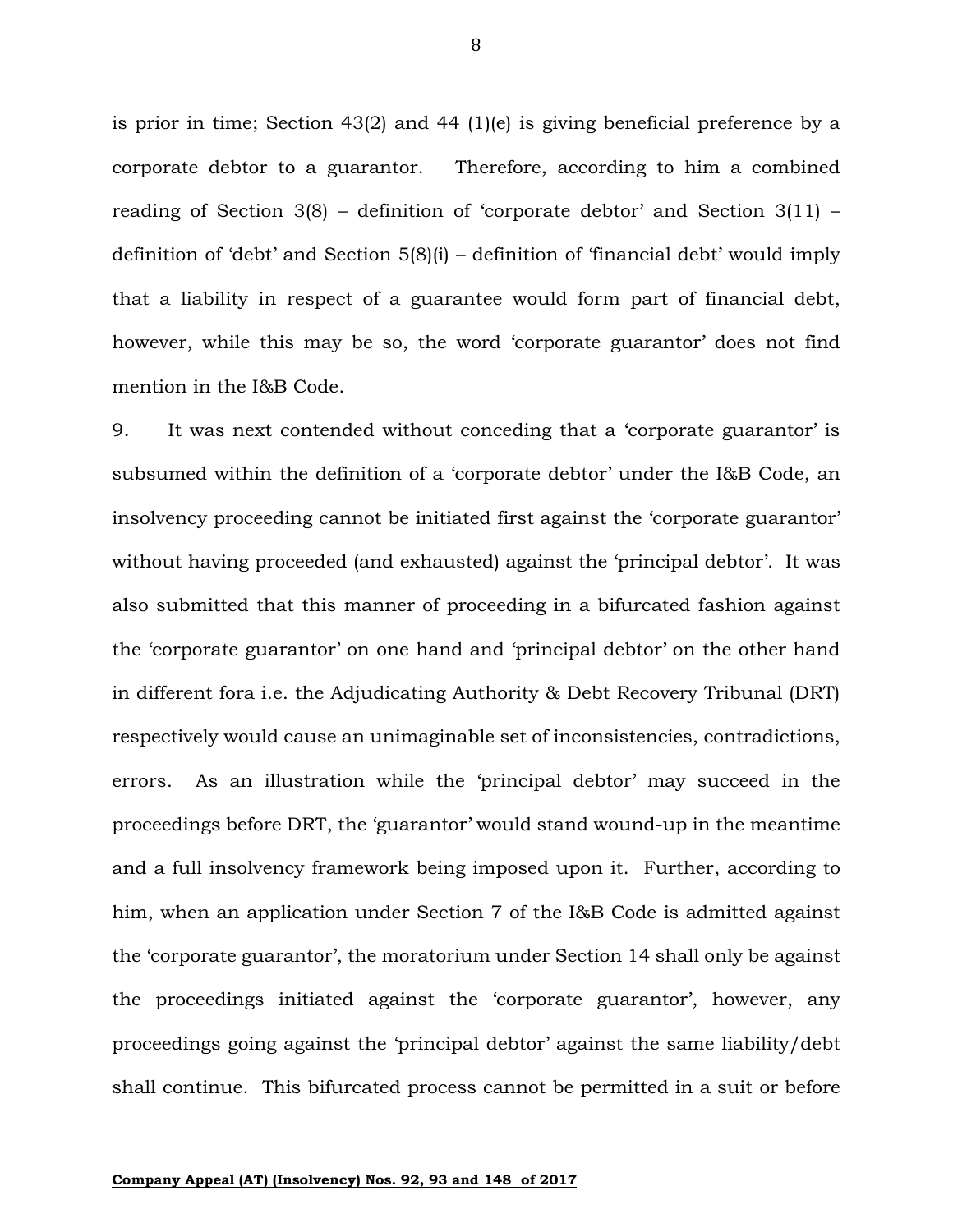is prior in time; Section 43(2) and 44 (1)(e) is giving beneficial preference by a corporate debtor to a guarantor. Therefore, according to him a combined reading of Section 3(8) – definition of 'corporate debtor' and Section 3(11) – definition of 'debt' and Section 5(8)(i) – definition of 'financial debt' would imply that a liability in respect of a guarantee would form part of financial debt, however, while this may be so, the word 'corporate guarantor' does not find mention in the I&B Code.

9. It was next contended without conceding that a 'corporate guarantor' is subsumed within the definition of a 'corporate debtor' under the I&B Code, an insolvency proceeding cannot be initiated first against the 'corporate guarantor' without having proceeded (and exhausted) against the 'principal debtor'. It was also submitted that this manner of proceeding in a bifurcated fashion against the 'corporate guarantor' on one hand and 'principal debtor' on the other hand in different fora i.e. the Adjudicating Authority & Debt Recovery Tribunal (DRT) respectively would cause an unimaginable set of inconsistencies, contradictions, errors. As an illustration while the 'principal debtor' may succeed in the proceedings before DRT, the 'guarantor' would stand wound-up in the meantime and a full insolvency framework being imposed upon it. Further, according to him, when an application under Section 7 of the I&B Code is admitted against the 'corporate guarantor', the moratorium under Section 14 shall only be against the proceedings initiated against the 'corporate guarantor', however, any proceedings going against the 'principal debtor' against the same liability/debt shall continue. This bifurcated process cannot be permitted in a suit or before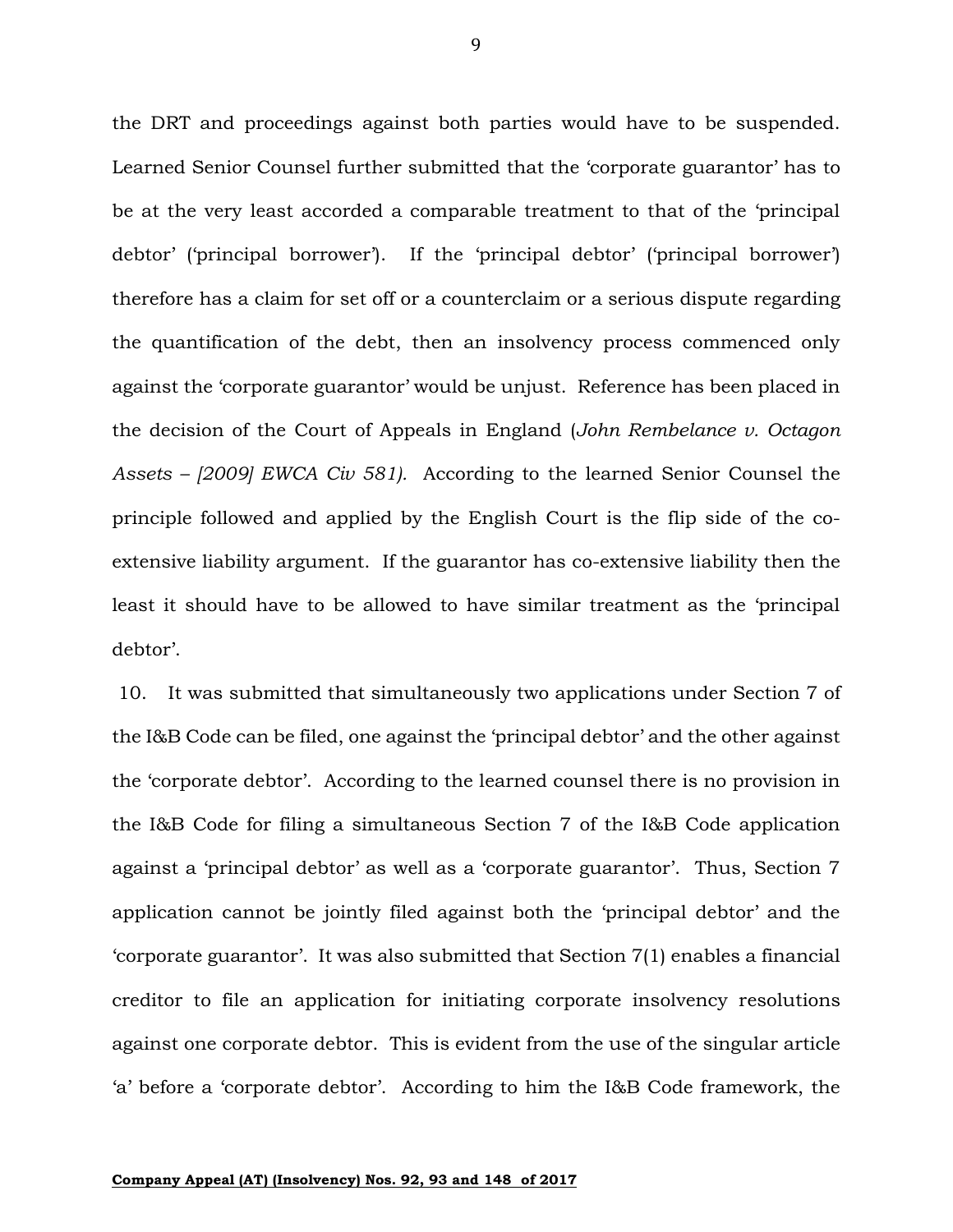the DRT and proceedings against both parties would have to be suspended. Learned Senior Counsel further submitted that the 'corporate guarantor' has to be at the very least accorded a comparable treatment to that of the 'principal debtor' ('principal borrower'). If the 'principal debtor' ('principal borrower') therefore has a claim for set off or a counterclaim or a serious dispute regarding the quantification of the debt, then an insolvency process commenced only against the 'corporate guarantor' would be unjust. Reference has been placed in the decision of the Court of Appeals in England (*John Rembelance v. Octagon Assets – [2009] EWCA Civ 581).* According to the learned Senior Counsel the principle followed and applied by the English Court is the flip side of the co-extensive liability argument. If the guarantor has co-extensive liability then the least it should have to be allowed to have similar treatment as the 'principal debtor'.

10. It was submitted that simultaneously two applications under Section 7 of the I&B Code can be filed, one against the 'principal debtor' and the other against the 'corporate debtor'. According to the learned counsel there is no provision in the I&B Code for filing a simultaneous Section 7 of the I&B Code application against a 'principal debtor' as well as a 'corporate guarantor'. Thus, Section 7 application cannot be jointly filed against both the 'principal debtor' and the 'corporate guarantor'. It was also submitted that Section 7(1) enables a financial creditor to file an application for initiating corporate insolvency resolutions against one corporate debtor. This is evident from the use of the singular article 'a' before a 'corporate debtor'. According to him the I&B Code framework, the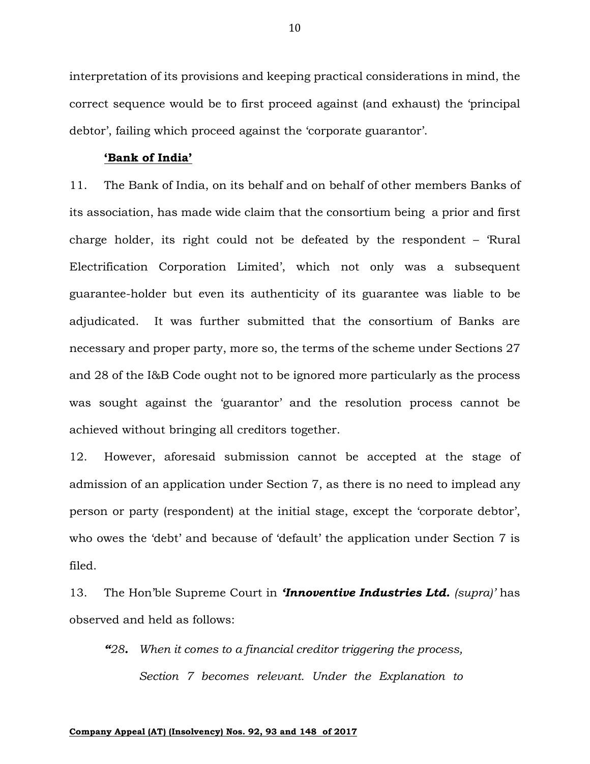interpretation of its provisions and keeping practical considerations in mind, the correct sequence would be to first proceed against (and exhaust) the 'principal debtor', failing which proceed against the 'corporate guarantor'.

**<u>'Bank of India'</u>**

11. The Bank of India, on its behalf and on behalf of other members Banks of its association, has made wide claim that the consortium being a prior and first charge holder, its right could not be defeated by the respondent – 'Rural Electrification Corporation Limited', which not only was a subsequent guarantee-holder but even its authenticity of its guarantee was liable to be adjudicated. It was further submitted that the consortium of Banks are necessary and proper party, more so, the terms of the scheme under Sections 27 and 28 of the I&B Code ought not to be ignored more particularly as the process was sought against the 'guarantor' and the resolution process cannot be achieved without bringing all creditors together.

12. However, aforesaid submission cannot be accepted at the stage of admission of an application under Section 7, as there is no need to implead any person or party (respondent) at the initial stage, except the 'corporate debtor', who owes the 'debt' and because of 'default' the application under Section 7 is filed.

13. The Hon'ble Supreme Court in ***'Innoventive Industries Ltd.*** *(supra)'* has observed and held as follows:

> ***"****28.* *When it comes to a financial creditor triggering the process, Section 7 becomes relevant. Under the Explanation to*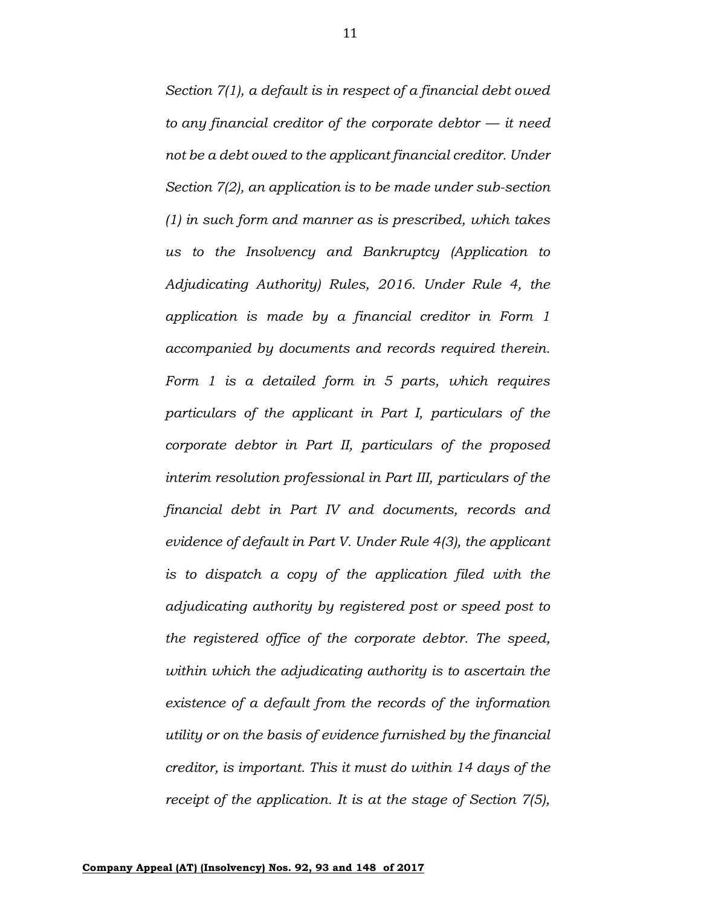*Section 7(1), a default is in respect of a financial debt owed to any financial creditor of the corporate debtor — it need not be a debt owed to the applicant financial creditor. Under Section 7(2), an application is to be made under sub-section (1) in such form and manner as is prescribed, which takes us to the Insolvency and Bankruptcy (Application to Adjudicating Authority) Rules, 2016. Under Rule 4, the application is made by a financial creditor in Form 1 accompanied by documents and records required therein. Form 1 is a detailed form in 5 parts, which requires particulars of the applicant in Part I, particulars of the corporate debtor in Part II, particulars of the proposed interim resolution professional in Part III, particulars of the financial debt in Part IV and documents, records and evidence of default in Part V. Under Rule 4(3), the applicant is to dispatch a copy of the application filed with the adjudicating authority by registered post or speed post to the registered office of the corporate debtor. The speed, within which the adjudicating authority is to ascertain the existence of a default from the records of the information utility or on the basis of evidence furnished by the financial creditor, is important. This it must do within 14 days of the receipt of the application. It is at the stage of Section 7(5),*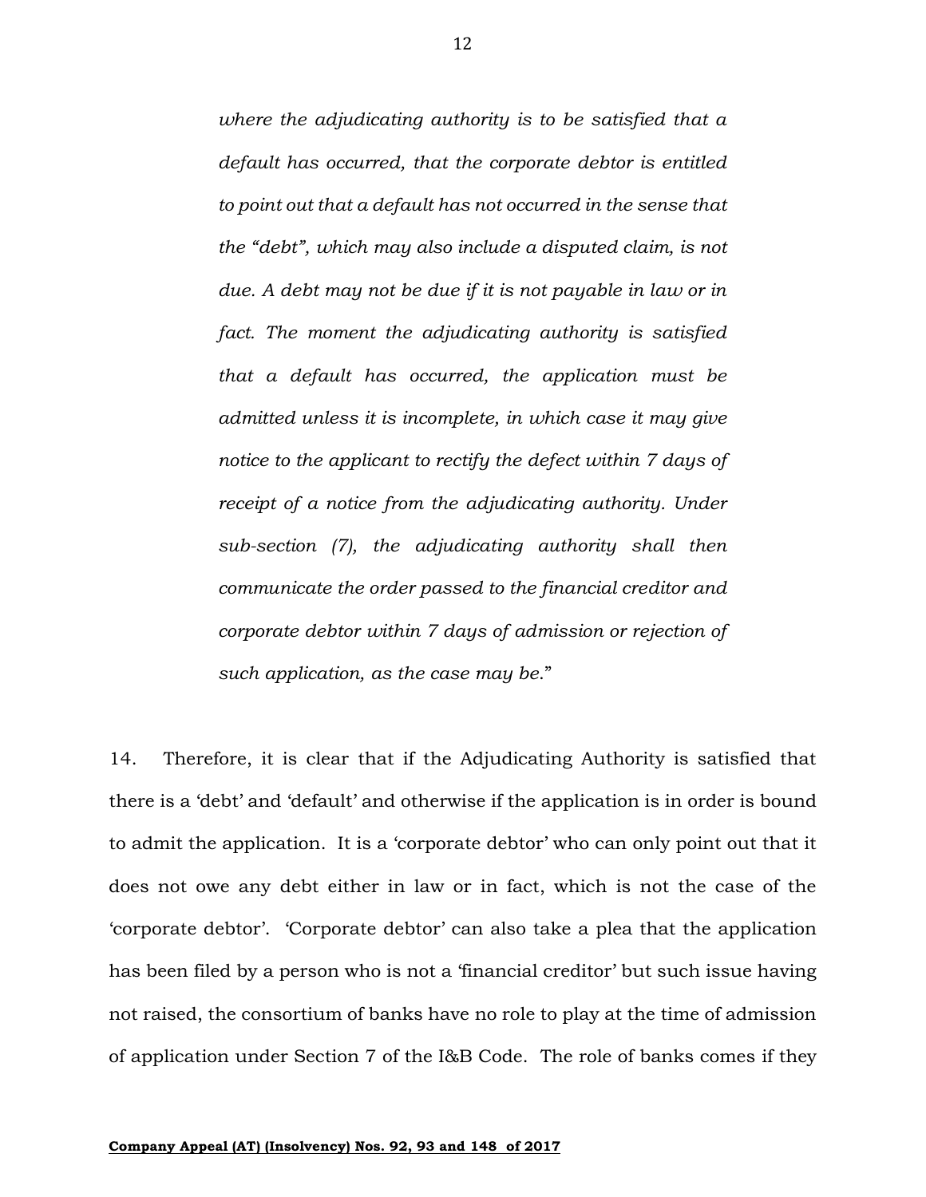*where the adjudicating authority is to be satisfied that a default has occurred, that the corporate debtor is entitled to point out that a default has not occurred in the sense that the "debt", which may also include a disputed claim, is not due. A debt may not be due if it is not payable in law or in fact. The moment the adjudicating authority is satisfied that a default has occurred, the application must be admitted unless it is incomplete, in which case it may give notice to the applicant to rectify the defect within 7 days of receipt of a notice from the adjudicating authority. Under sub-section (7), the adjudicating authority shall then communicate the order passed to the financial creditor and corporate debtor within 7 days of admission or rejection of such application, as the case may be.*"

14. Therefore, it is clear that if the Adjudicating Authority is satisfied that there is a 'debt' and 'default' and otherwise if the application is in order is bound to admit the application. It is a 'corporate debtor' who can only point out that it does not owe any debt either in law or in fact, which is not the case of the 'corporate debtor'. 'Corporate debtor' can also take a plea that the application has been filed by a person who is not a 'financial creditor' but such issue having not raised, the consortium of banks have no role to play at the time of admission of application under Section 7 of the I&B Code. The role of banks comes if they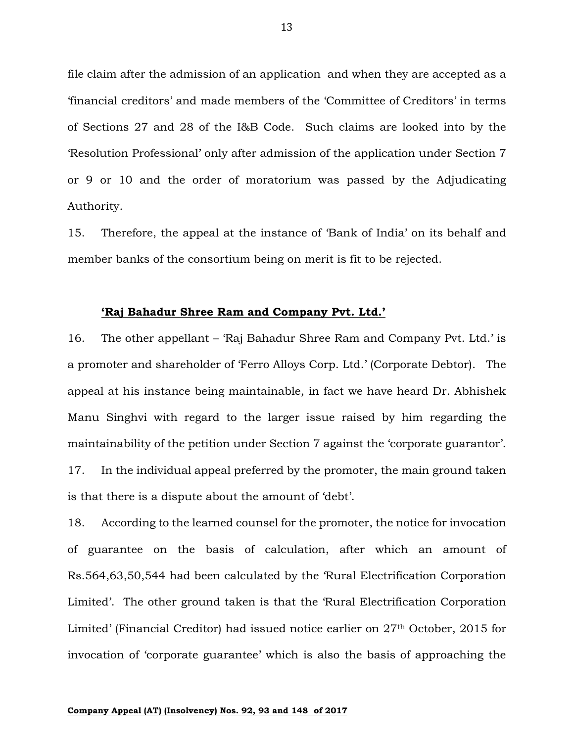file claim after the admission of an application and when they are accepted as a 'financial creditors' and made members of the 'Committee of Creditors' in terms of Sections 27 and 28 of the I&B Code. Such claims are looked into by the 'Resolution Professional' only after admission of the application under Section 7 or 9 or 10 and the order of moratorium was passed by the Adjudicating Authority.

15. Therefore, the appeal at the instance of 'Bank of India' on its behalf and member banks of the consortium being on merit is fit to be rejected.

**'Raj Bahadur Shree Ram and Company Pvt. Ltd.'**

16. The other appellant – 'Raj Bahadur Shree Ram and Company Pvt. Ltd.' is a promoter and shareholder of 'Ferro Alloys Corp. Ltd.' (Corporate Debtor). The appeal at his instance being maintainable, in fact we have heard Dr. Abhishek Manu Singhvi with regard to the larger issue raised by him regarding the maintainability of the petition under Section 7 against the 'corporate guarantor'.

17. In the individual appeal preferred by the promoter, the main ground taken is that there is a dispute about the amount of 'debt'.

18. According to the learned counsel for the promoter, the notice for invocation of guarantee on the basis of calculation, after which an amount of Rs.564,63,50,544 had been calculated by the 'Rural Electrification Corporation Limited'. The other ground taken is that the 'Rural Electrification Corporation Limited' (Financial Creditor) had issued notice earlier on 27th October, 2015 for invocation of 'corporate guarantee' which is also the basis of approaching the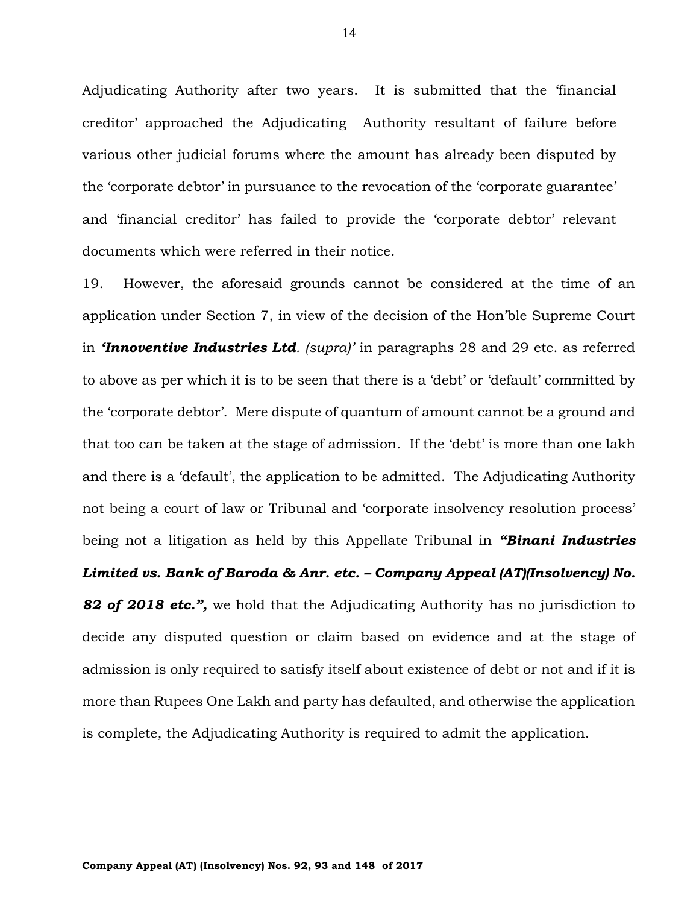Adjudicating Authority after two years. It is submitted that the 'financial creditor' approached the Adjudicating Authority resultant of failure before various other judicial forums where the amount has already been disputed by the 'corporate debtor' in pursuance to the revocation of the 'corporate guarantee' and 'financial creditor' has failed to provide the 'corporate debtor' relevant documents which were referred in their notice.

19. However, the aforesaid grounds cannot be considered at the time of an application under Section 7, in view of the decision of the Hon'ble Supreme Court in ***'Innoventive Industries Ltd**. (supra)'* in paragraphs 28 and 29 etc. as referred to above as per which it is to be seen that there is a 'debt' or 'default' committed by the 'corporate debtor'. Mere dispute of quantum of amount cannot be a ground and that too can be taken at the stage of admission. If the 'debt' is more than one lakh and there is a 'default', the application to be admitted. The Adjudicating Authority not being a court of law or Tribunal and 'corporate insolvency resolution process' being not a litigation as held by this Appellate Tribunal in ***"Binani Industries Limited vs. Bank of Baroda & Anr. etc. – Company Appeal (AT)(Insolvency) No. 82 of 2018 etc.",*** we hold that the Adjudicating Authority has no jurisdiction to decide any disputed question or claim based on evidence and at the stage of admission is only required to satisfy itself about existence of debt or not and if it is more than Rupees One Lakh and party has defaulted, and otherwise the application is complete, the Adjudicating Authority is required to admit the application.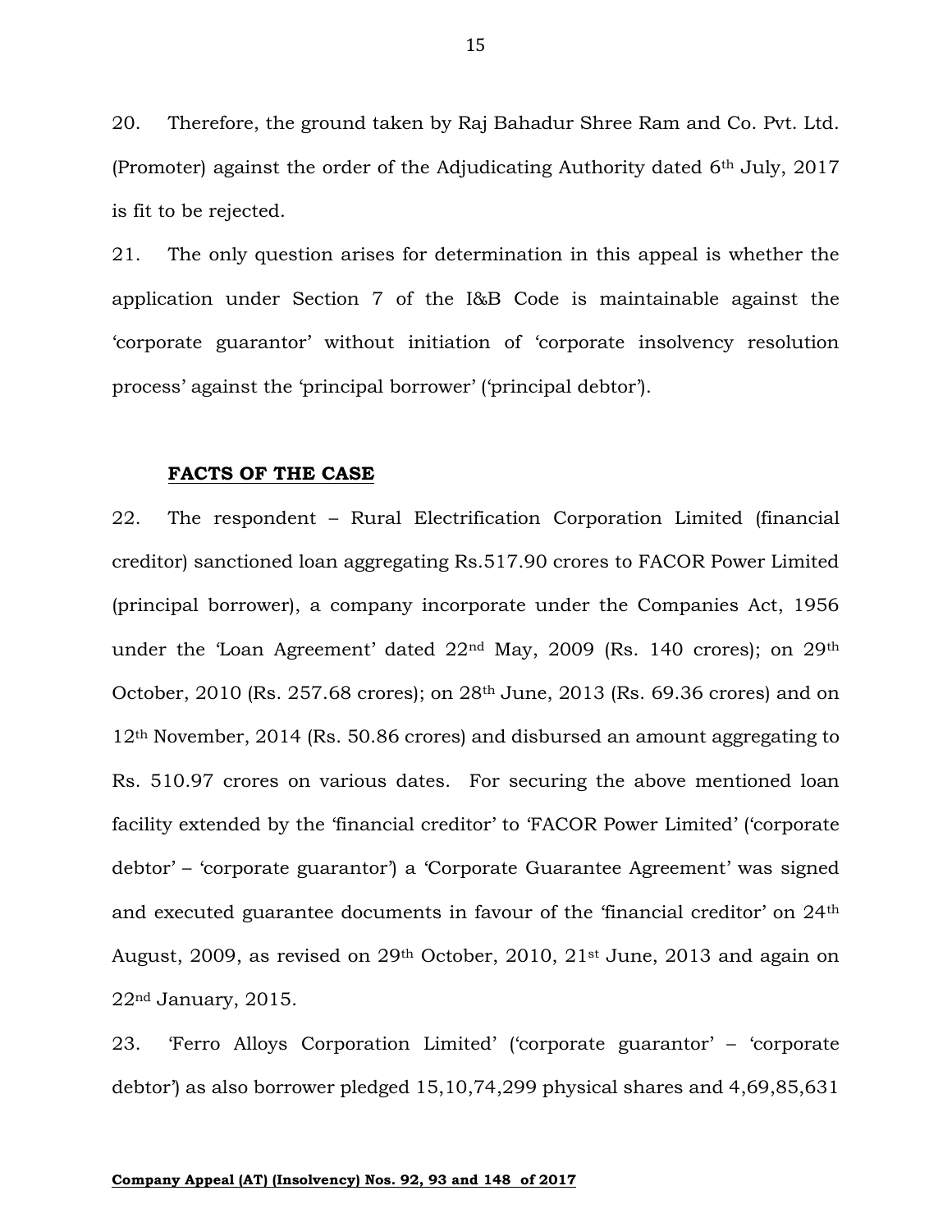20. Therefore, the ground taken by Raj Bahadur Shree Ram and Co. Pvt. Ltd. (Promoter) against the order of the Adjudicating Authority dated 6th July, 2017 is fit to be rejected.

21. The only question arises for determination in this appeal is whether the application under Section 7 of the I&B Code is maintainable against the 'corporate guarantor' without initiation of 'corporate insolvency resolution process' against the 'principal borrower' ('principal debtor').

**FACTS OF THE CASE**

22. The respondent – Rural Electrification Corporation Limited (financial creditor) sanctioned loan aggregating Rs.517.90 crores to FACOR Power Limited (principal borrower), a company incorporate under the Companies Act, 1956 under the 'Loan Agreement' dated 22nd May, 2009 (Rs. 140 crores); on 29th October, 2010 (Rs. 257.68 crores); on 28th June, 2013 (Rs. 69.36 crores) and on 12th November, 2014 (Rs. 50.86 crores) and disbursed an amount aggregating to Rs. 510.97 crores on various dates. For securing the above mentioned loan facility extended by the 'financial creditor' to 'FACOR Power Limited' ('corporate debtor' – 'corporate guarantor') a 'Corporate Guarantee Agreement' was signed and executed guarantee documents in favour of the 'financial creditor' on 24th August, 2009, as revised on 29th October, 2010, 21st June, 2013 and again on 22nd January, 2015.

23. 'Ferro Alloys Corporation Limited' ('corporate guarantor' – 'corporate debtor') as also borrower pledged 15,10,74,299 physical shares and 4,69,85,631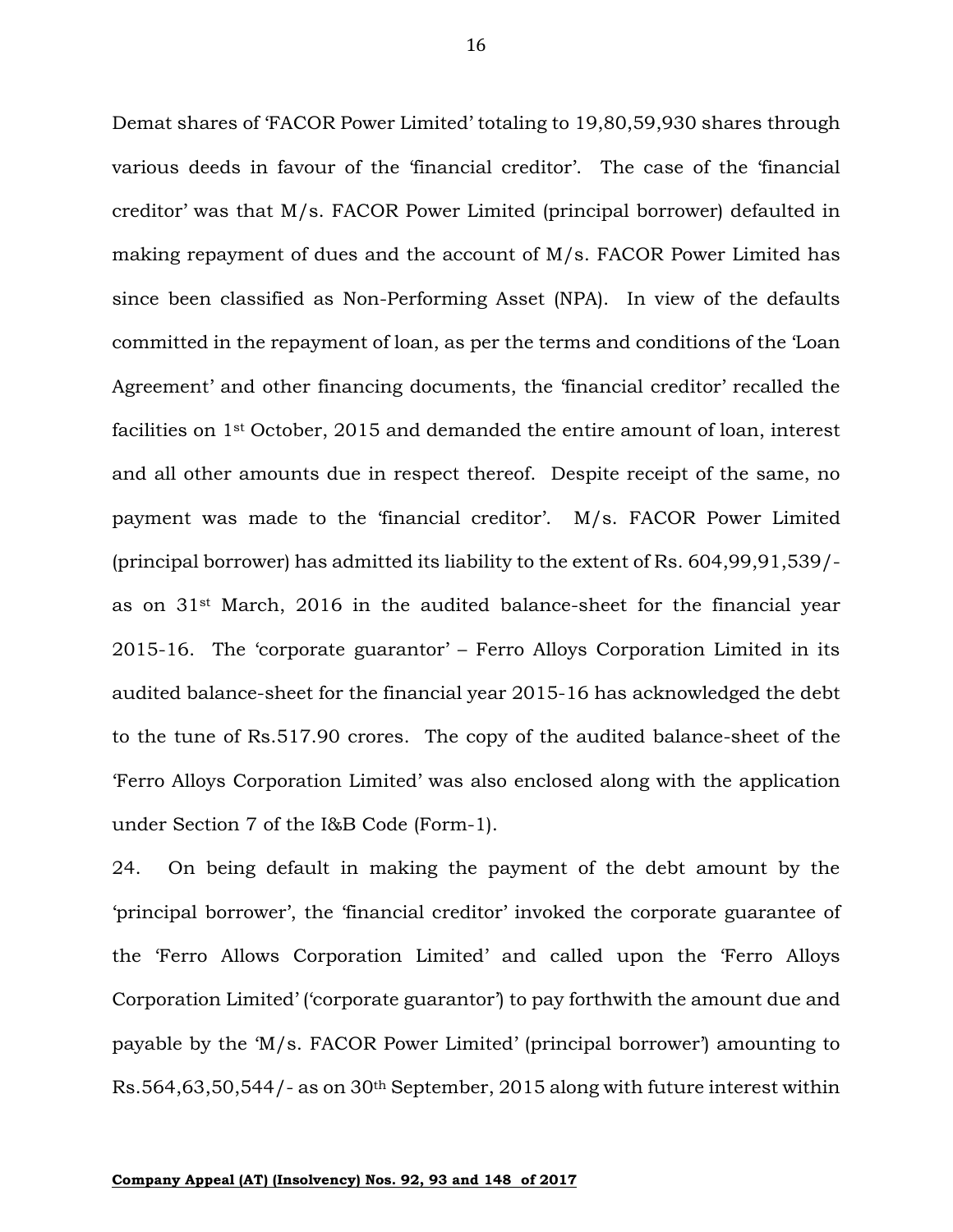Demat shares of 'FACOR Power Limited' totaling to 19,80,59,930 shares through various deeds in favour of the 'financial creditor'. The case of the 'financial creditor' was that M/s. FACOR Power Limited (principal borrower) defaulted in making repayment of dues and the account of M/s. FACOR Power Limited has since been classified as Non-Performing Asset (NPA). In view of the defaults committed in the repayment of loan, as per the terms and conditions of the 'Loan Agreement' and other financing documents, the 'financial creditor' recalled the facilities on 1st October, 2015 and demanded the entire amount of loan, interest and all other amounts due in respect thereof. Despite receipt of the same, no payment was made to the 'financial creditor'. M/s. FACOR Power Limited (principal borrower) has admitted its liability to the extent of Rs. 604,99,91,539/- as on 31st March, 2016 in the audited balance-sheet for the financial year 2015-16. The 'corporate guarantor' – Ferro Alloys Corporation Limited in its audited balance-sheet for the financial year 2015-16 has acknowledged the debt to the tune of Rs.517.90 crores. The copy of the audited balance-sheet of the 'Ferro Alloys Corporation Limited' was also enclosed along with the application under Section 7 of the I&B Code (Form-1).

24. On being default in making the payment of the debt amount by the 'principal borrower', the 'financial creditor' invoked the corporate guarantee of the 'Ferro Allows Corporation Limited' and called upon the 'Ferro Alloys Corporation Limited' ('corporate guarantor') to pay forthwith the amount due and payable by the 'M/s. FACOR Power Limited' (principal borrower') amounting to Rs.564,63,50,544/- as on 30th September, 2015 along with future interest within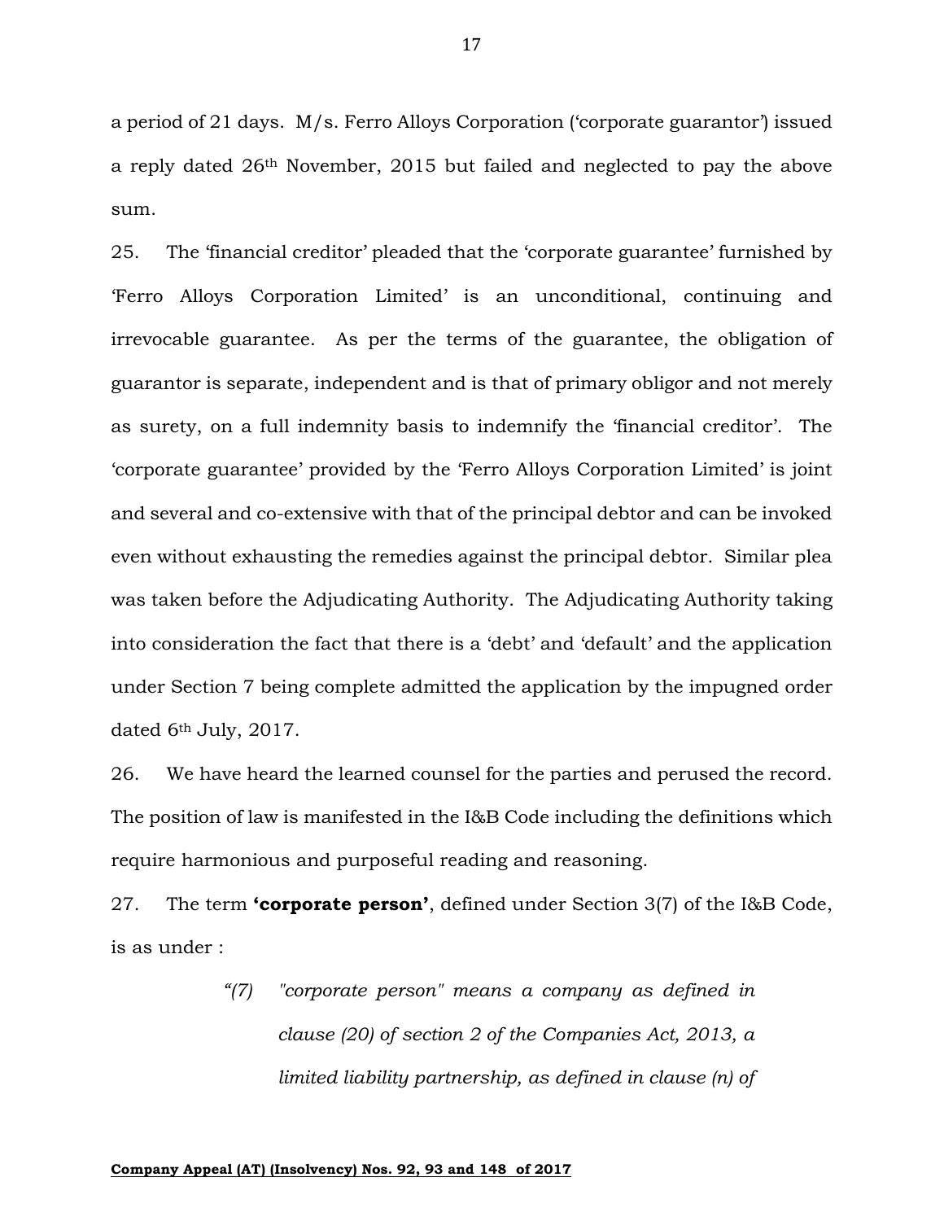a period of 21 days. M/s. Ferro Alloys Corporation ('corporate guarantor') issued a reply dated 26th November, 2015 but failed and neglected to pay the above sum.

25. The 'financial creditor' pleaded that the 'corporate guarantee' furnished by 'Ferro Alloys Corporation Limited' is an unconditional, continuing and irrevocable guarantee. As per the terms of the guarantee, the obligation of guarantor is separate, independent and is that of primary obligor and not merely as surety, on a full indemnity basis to indemnify the 'financial creditor'. The 'corporate guarantee' provided by the 'Ferro Alloys Corporation Limited' is joint and several and co-extensive with that of the principal debtor and can be invoked even without exhausting the remedies against the principal debtor. Similar plea was taken before the Adjudicating Authority. The Adjudicating Authority taking into consideration the fact that there is a 'debt' and 'default' and the application under Section 7 being complete admitted the application by the impugned order dated 6th July, 2017.

26. We have heard the learned counsel for the parties and perused the record. The position of law is manifested in the I&B Code including the definitions which require harmonious and purposeful reading and reasoning.

27. The term **'corporate person'**, defined under Section 3(7) of the I&B Code, is as under :

> *"(7) "corporate person" means a company as defined in clause (20) of section 2 of the Companies Act, 2013, a limited liability partnership, as defined in clause (n) of*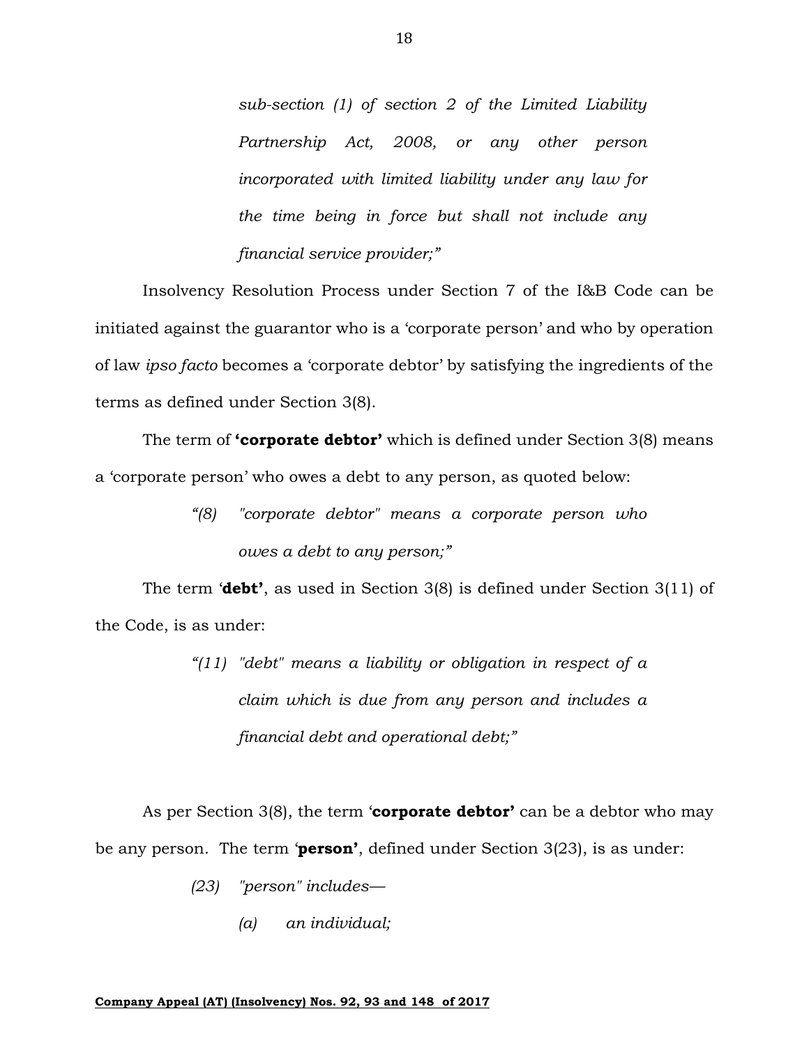> *sub-section (1) of section 2 of the Limited Liability Partnership Act, 2008, or any other person incorporated with limited liability under any law for the time being in force but shall not include any financial service provider;"*

Insolvency Resolution Process under Section 7 of the I&B Code can be initiated against the guarantor who is a 'corporate person' and who by operation of law *ipso facto* becomes a 'corporate debtor' by satisfying the ingredients of the terms as defined under Section 3(8).

The term of **'corporate debtor'** which is defined under Section 3(8) means a 'corporate person' who owes a debt to any person, as quoted below:

> *"(8) "corporate debtor" means a corporate person who owes a debt to any person;"*

The term '**debt'**, as used in Section 3(8) is defined under Section 3(11) of the Code, is as under:

> *"(11) "debt" means a liability or obligation in respect of a claim which is due from any person and includes a financial debt and operational debt;"*

As per Section 3(8), the term '**corporate debtor'** can be a debtor who may be any person. The term '**person'**, defined under Section 3(23), is as under:

> *(23) "person" includes—*
>
> *(a) an individual;*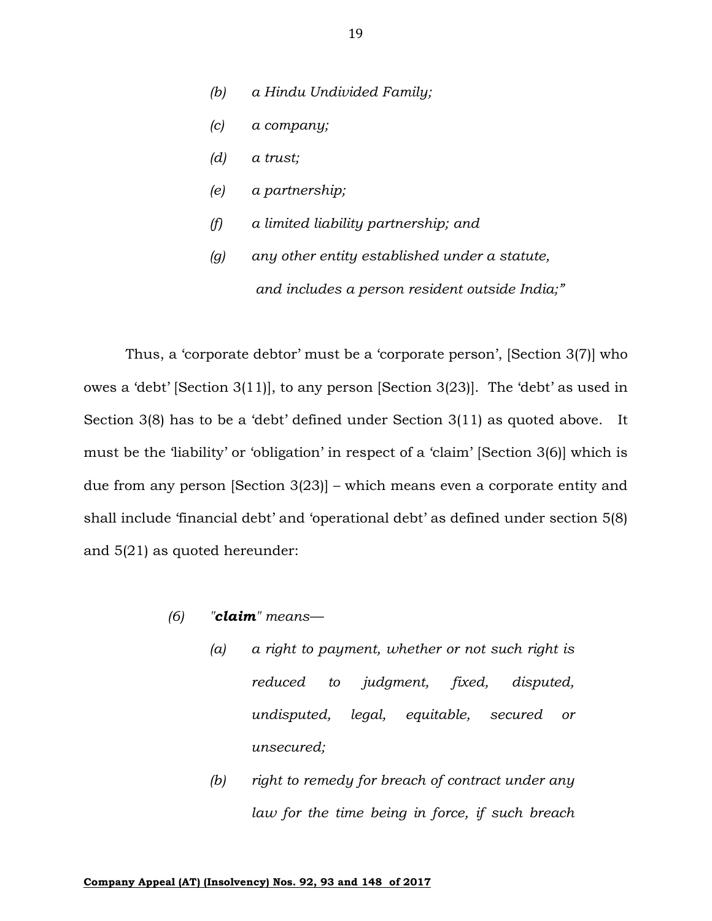*(b) a Hindu Undivided Family;*

*(c) a company;*

*(d) a trust;*

*(e) a partnership;*

*(f) a limited liability partnership; and*

*(g) any other entity established under a statute, and includes a person resident outside India;"*

Thus, a 'corporate debtor' must be a 'corporate person', [Section 3(7)] who owes a 'debt' [Section 3(11)], to any person [Section 3(23)]. The 'debt' as used in Section 3(8) has to be a 'debt' defined under Section 3(11) as quoted above. It must be the 'liability' or 'obligation' in respect of a 'claim' [Section 3(6)] which is due from any person [Section 3(23)] – which means even a corporate entity and shall include 'financial debt' and 'operational debt' as defined under section 5(8) and 5(21) as quoted hereunder:

*(6) "**claim**" means—*

*(a) a right to payment, whether or not such right is reduced to judgment, fixed, disputed, undisputed, legal, equitable, secured or unsecured;*

*(b) right to remedy for breach of contract under any law for the time being in force, if such breach*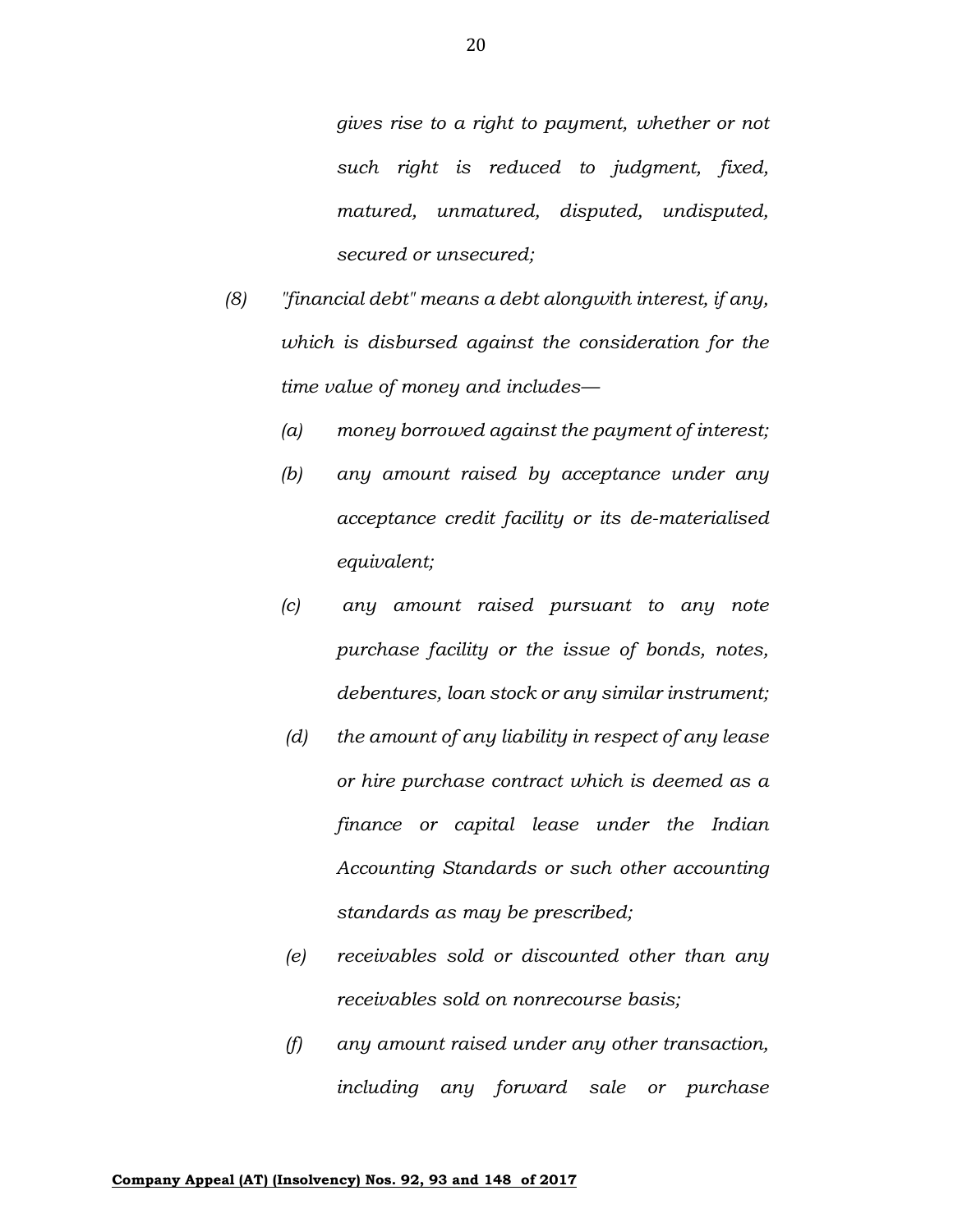*gives rise to a right to payment, whether or not such right is reduced to judgment, fixed, matured, unmatured, disputed, undisputed, secured or unsecured;*

*(8) "financial debt" means a debt alongwith interest, if any, which is disbursed against the consideration for the time value of money and includes—*

*(a) money borrowed against the payment of interest;*

*(b) any amount raised by acceptance under any acceptance credit facility or its de-materialised equivalent;*

*(c) any amount raised pursuant to any note purchase facility or the issue of bonds, notes, debentures, loan stock or any similar instrument;*

*(d) the amount of any liability in respect of any lease or hire purchase contract which is deemed as a finance or capital lease under the Indian Accounting Standards or such other accounting standards as may be prescribed;*

*(e) receivables sold or discounted other than any receivables sold on nonrecourse basis;*

*(f) any amount raised under any other transaction, including any forward sale or purchase*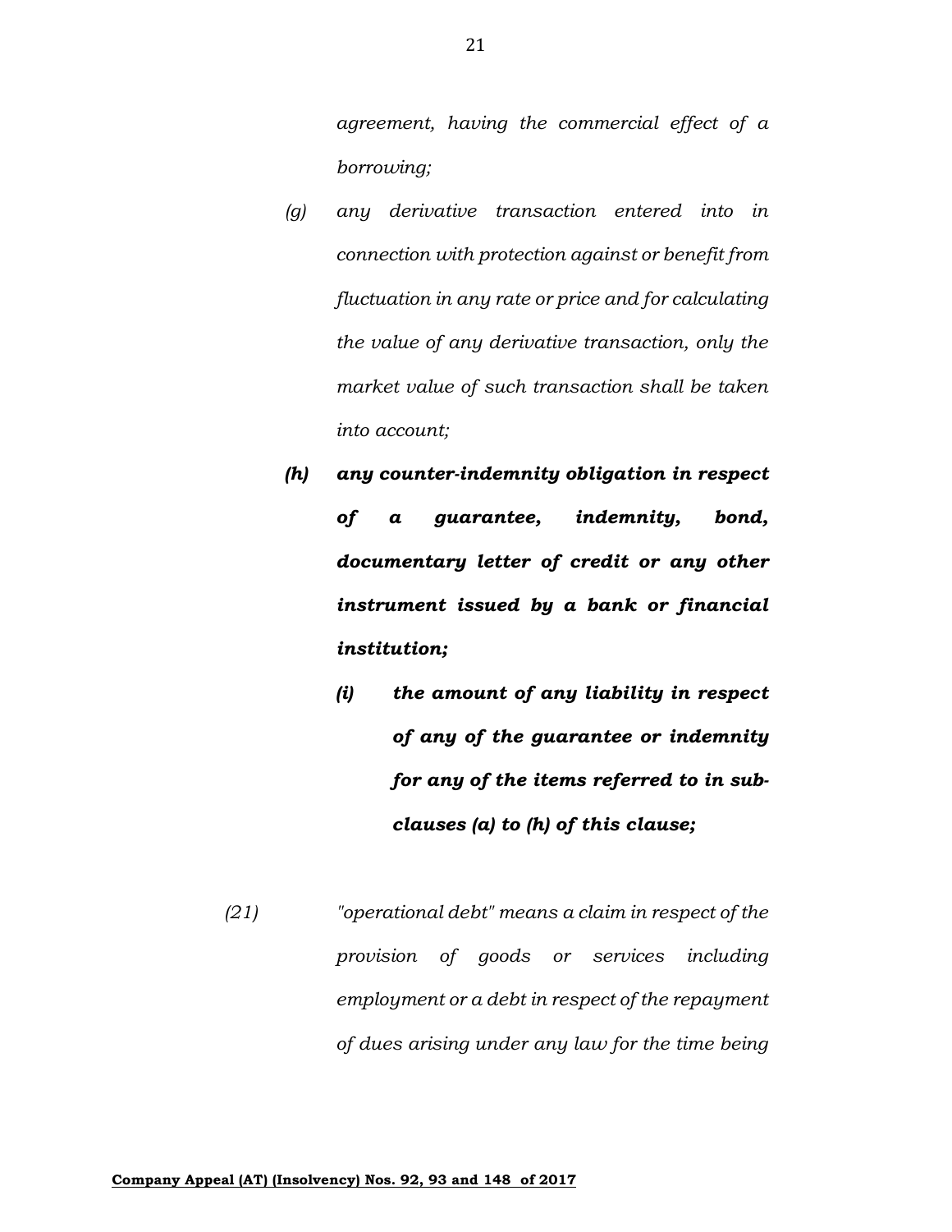*agreement, having the commercial effect of a borrowing;*

*(g) any derivative transaction entered into in connection with protection against or benefit from fluctuation in any rate or price and for calculating the value of any derivative transaction, only the market value of such transaction shall be taken into account;*

***(h) any counter-indemnity obligation in respect of a guarantee, indemnity, bond, documentary letter of credit or any other instrument issued by a bank or financial institution;***

***(i) the amount of any liability in respect of any of the guarantee or indemnity for any of the items referred to in sub-clauses (a) to (h) of this clause;***

*(21) "operational debt" means a claim in respect of the provision of goods or services including employment or a debt in respect of the repayment of dues arising under any law for the time being*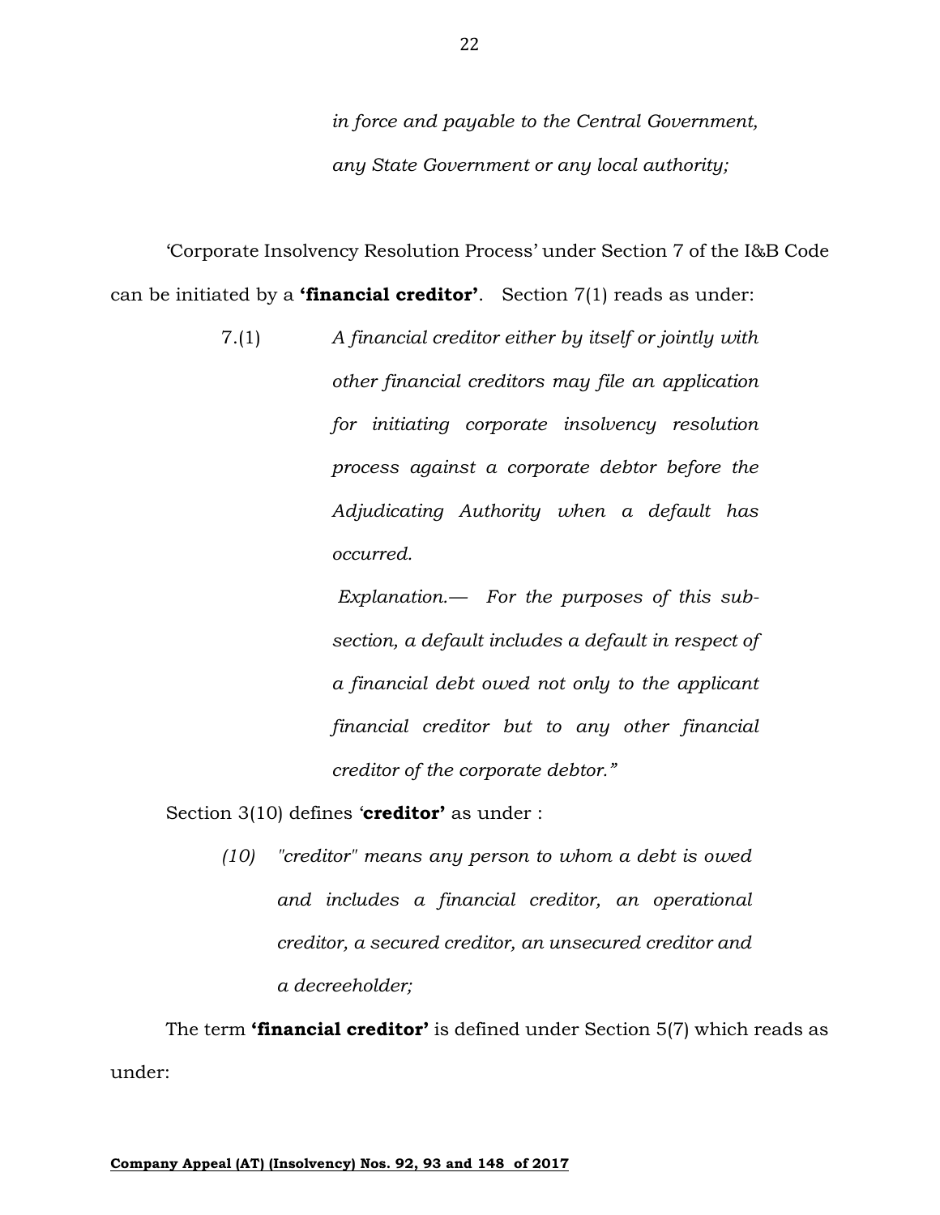*in force and payable to the Central Government, any State Government or any local authority;*

'Corporate Insolvency Resolution Process' under Section 7 of the I&B Code can be initiated by a **'financial creditor'**. Section 7(1) reads as under:

> 7.(1) *A financial creditor either by itself or jointly with other financial creditors may file an application for initiating corporate insolvency resolution process against a corporate debtor before the Adjudicating Authority when a default has occurred.*
>
> *Explanation.— For the purposes of this sub-section, a default includes a default in respect of a financial debt owed not only to the applicant financial creditor but to any other financial creditor of the corporate debtor."*

Section 3(10) defines '**creditor'** as under :

> *(10) "creditor" means any person to whom a debt is owed and includes a financial creditor, an operational creditor, a secured creditor, an unsecured creditor and a decreeholder;*

The term **'financial creditor'** is defined under Section 5(7) which reads as under: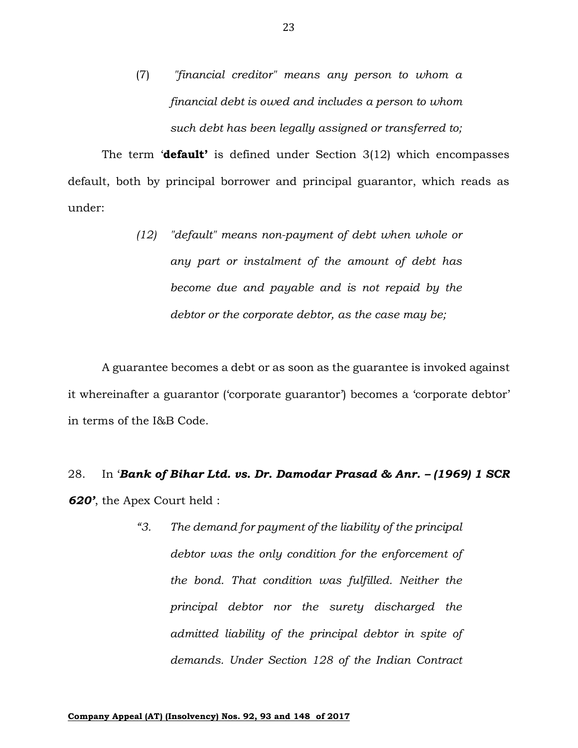> (7) *"financial creditor" means any person to whom a financial debt is owed and includes a person to whom such debt has been legally assigned or transferred to;*

The term '**default'** is defined under Section 3(12) which encompasses default, both by principal borrower and principal guarantor, which reads as under:

> *(12) "default" means non-payment of debt when whole or any part or instalment of the amount of debt has become due and payable and is not repaid by the debtor or the corporate debtor, as the case may be;*

A guarantee becomes a debt or as soon as the guarantee is invoked against it whereinafter a guarantor ('corporate guarantor') becomes a 'corporate debtor' in terms of the I&B Code.

28. In '***Bank of Bihar Ltd. vs. Dr. Damodar Prasad & Anr. – (1969) 1 SCR 620'***, the Apex Court held :

> *"3. The demand for payment of the liability of the principal debtor was the only condition for the enforcement of the bond. That condition was fulfilled. Neither the principal debtor nor the surety discharged the admitted liability of the principal debtor in spite of demands. Under Section 128 of the Indian Contract*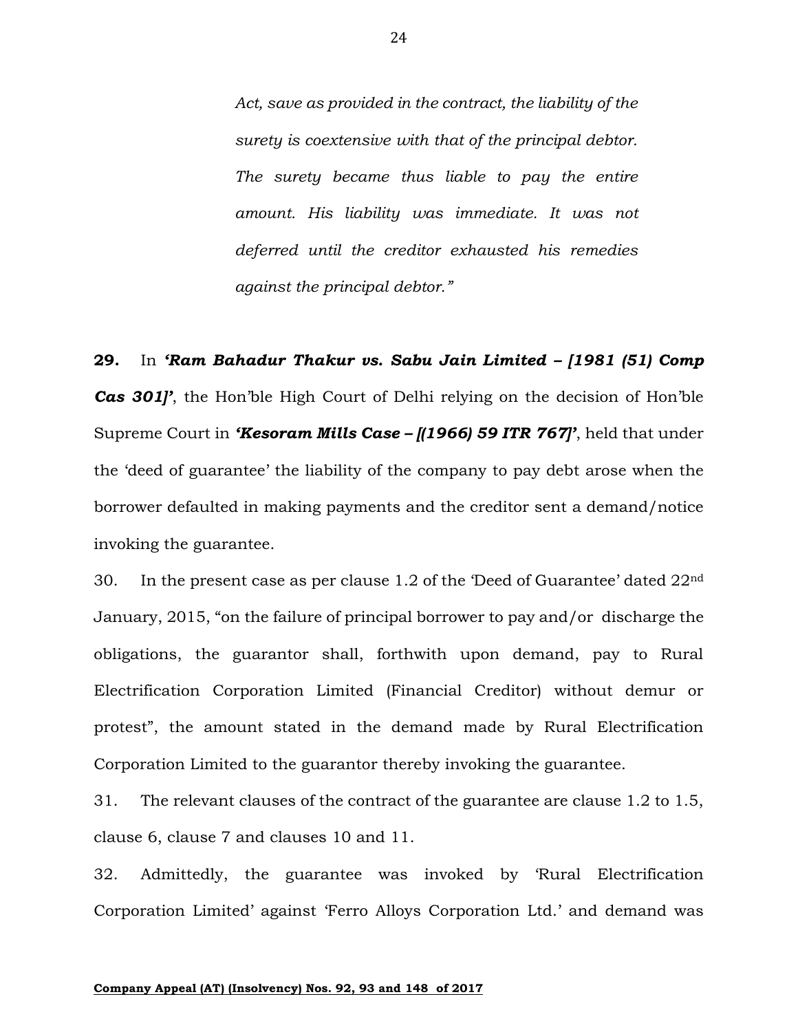> *Act, save as provided in the contract, the liability of the surety is coextensive with that of the principal debtor. The surety became thus liable to pay the entire amount. His liability was immediate. It was not deferred until the creditor exhausted his remedies against the principal debtor."*

**29.** In ***'Ram Bahadur Thakur vs. Sabu Jain Limited – [1981 (51) Comp Cas 301]'***, the Hon'ble High Court of Delhi relying on the decision of Hon'ble Supreme Court in ***'Kesoram Mills Case – [(1966) 59 ITR 767]'***, held that under the 'deed of guarantee' the liability of the company to pay debt arose when the borrower defaulted in making payments and the creditor sent a demand/notice invoking the guarantee.

30. In the present case as per clause 1.2 of the 'Deed of Guarantee' dated 22nd January, 2015, "on the failure of principal borrower to pay and/or discharge the obligations, the guarantor shall, forthwith upon demand, pay to Rural Electrification Corporation Limited (Financial Creditor) without demur or protest", the amount stated in the demand made by Rural Electrification Corporation Limited to the guarantor thereby invoking the guarantee.

31. The relevant clauses of the contract of the guarantee are clause 1.2 to 1.5, clause 6, clause 7 and clauses 10 and 11.

32. Admittedly, the guarantee was invoked by 'Rural Electrification Corporation Limited' against 'Ferro Alloys Corporation Ltd.' and demand was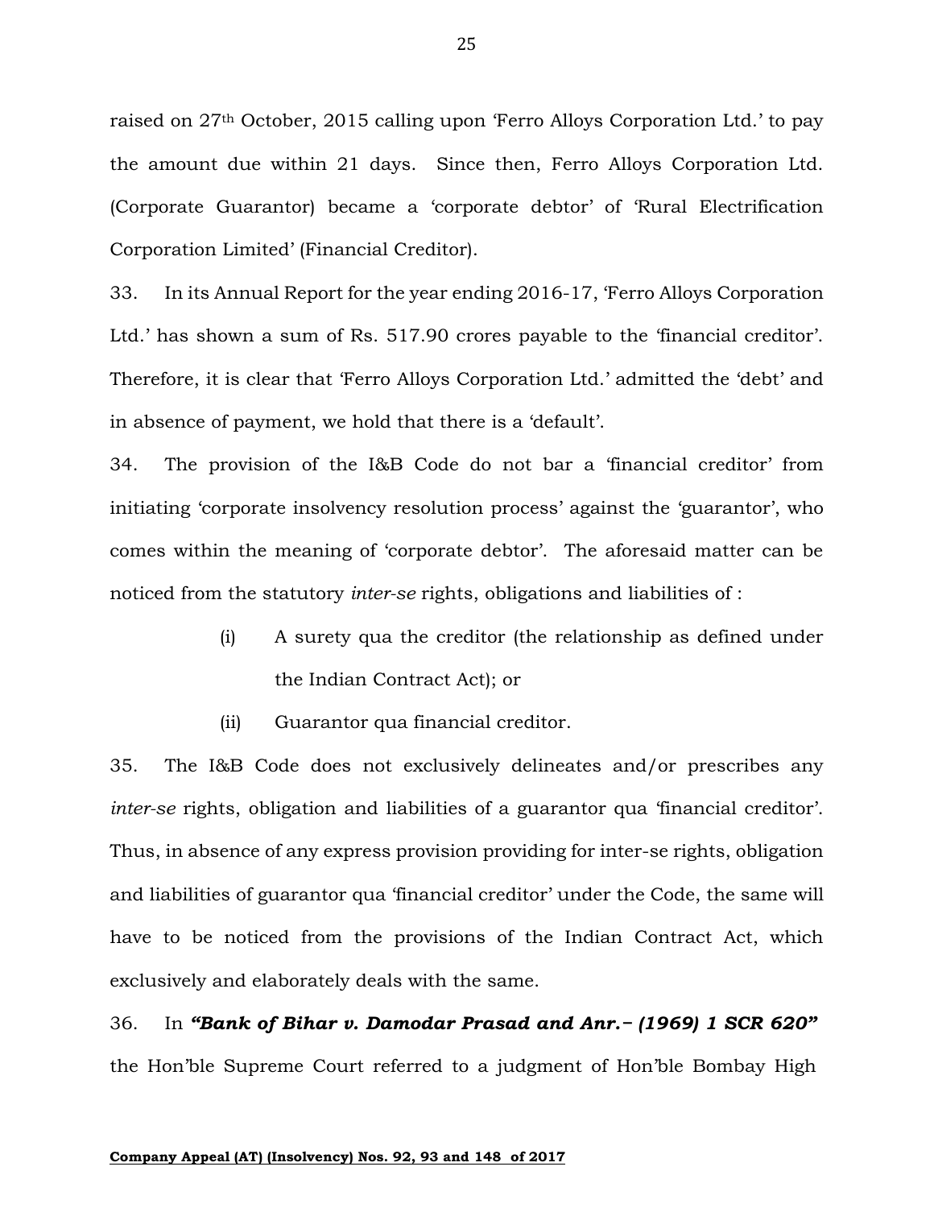raised on 27th October, 2015 calling upon 'Ferro Alloys Corporation Ltd.' to pay the amount due within 21 days. Since then, Ferro Alloys Corporation Ltd. (Corporate Guarantor) became a 'corporate debtor' of 'Rural Electrification Corporation Limited' (Financial Creditor).

33. In its Annual Report for the year ending 2016-17, 'Ferro Alloys Corporation Ltd.' has shown a sum of Rs. 517.90 crores payable to the 'financial creditor'. Therefore, it is clear that 'Ferro Alloys Corporation Ltd.' admitted the 'debt' and in absence of payment, we hold that there is a 'default'.

34. The provision of the I&B Code do not bar a 'financial creditor' from initiating 'corporate insolvency resolution process' against the 'guarantor', who comes within the meaning of 'corporate debtor'. The aforesaid matter can be noticed from the statutory *inter-se* rights, obligations and liabilities of :

> (i) A surety qua the creditor (the relationship as defined under the Indian Contract Act); or
>
> (ii) Guarantor qua financial creditor.

35. The I&B Code does not exclusively delineates and/or prescribes any *inter-se* rights, obligation and liabilities of a guarantor qua 'financial creditor'. Thus, in absence of any express provision providing for inter-se rights, obligation and liabilities of guarantor qua 'financial creditor' under the Code, the same will have to be noticed from the provisions of the Indian Contract Act, which exclusively and elaborately deals with the same.

36. In ***"Bank of Bihar v. Damodar Prasad and Anr.– (1969) 1 SCR 620"*** the Hon'ble Supreme Court referred to a judgment of Hon'ble Bombay High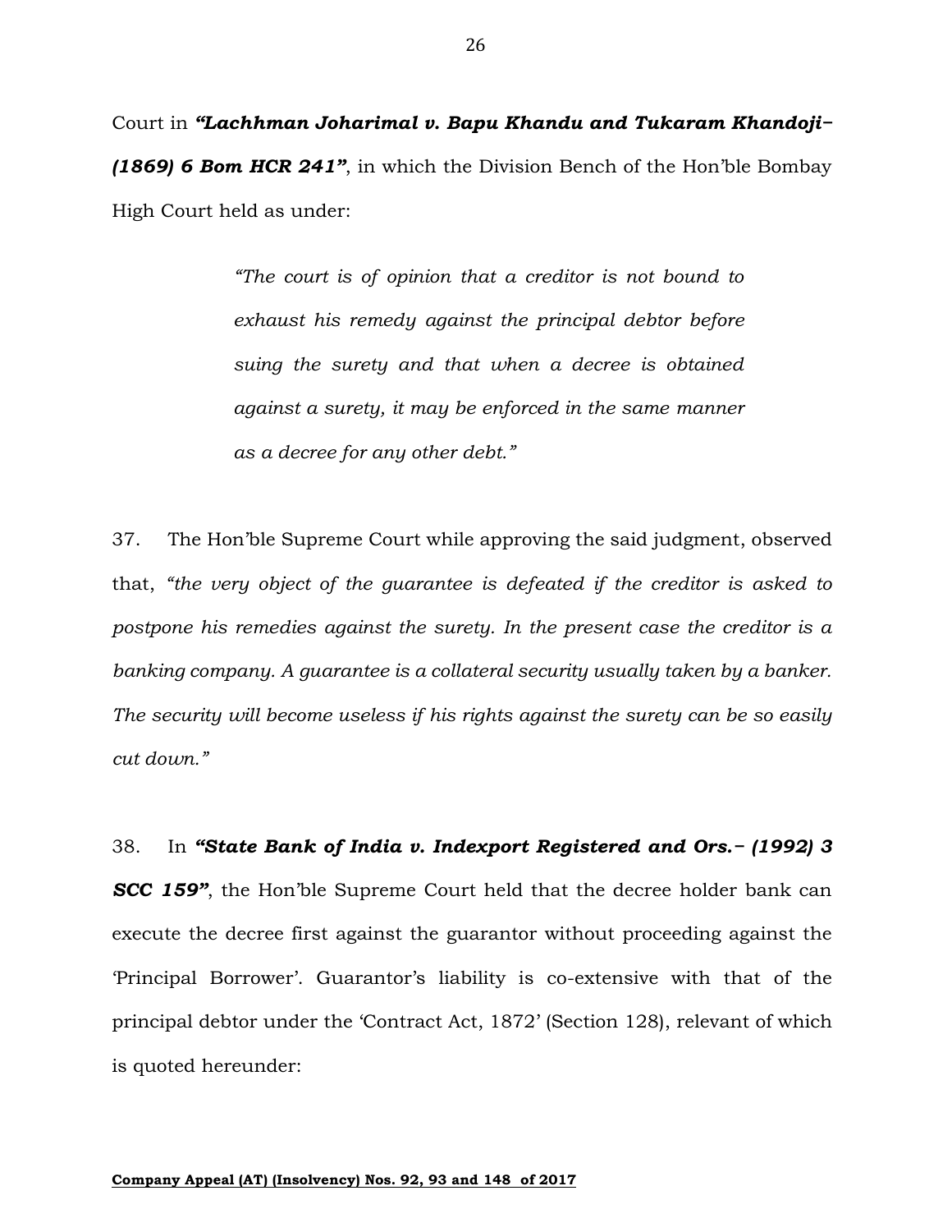Court in ***"Lachhman Joharimal v. Bapu Khandu and Tukaram Khandoji– (1869) 6 Bom HCR 241"***, in which the Division Bench of the Hon'ble Bombay High Court held as under:

> *"The court is of opinion that a creditor is not bound to exhaust his remedy against the principal debtor before suing the surety and that when a decree is obtained against a surety, it may be enforced in the same manner as a decree for any other debt."*

37. The Hon'ble Supreme Court while approving the said judgment, observed that, *"the very object of the guarantee is defeated if the creditor is asked to postpone his remedies against the surety. In the present case the creditor is a banking company. A guarantee is a collateral security usually taken by a banker. The security will become useless if his rights against the surety can be so easily cut down."*

38. In ***"State Bank of India v. Indexport Registered and Ors.– (1992) 3 SCC 159"***, the Hon'ble Supreme Court held that the decree holder bank can execute the decree first against the guarantor without proceeding against the 'Principal Borrower'. Guarantor's liability is co-extensive with that of the principal debtor under the 'Contract Act, 1872' (Section 128), relevant of which is quoted hereunder: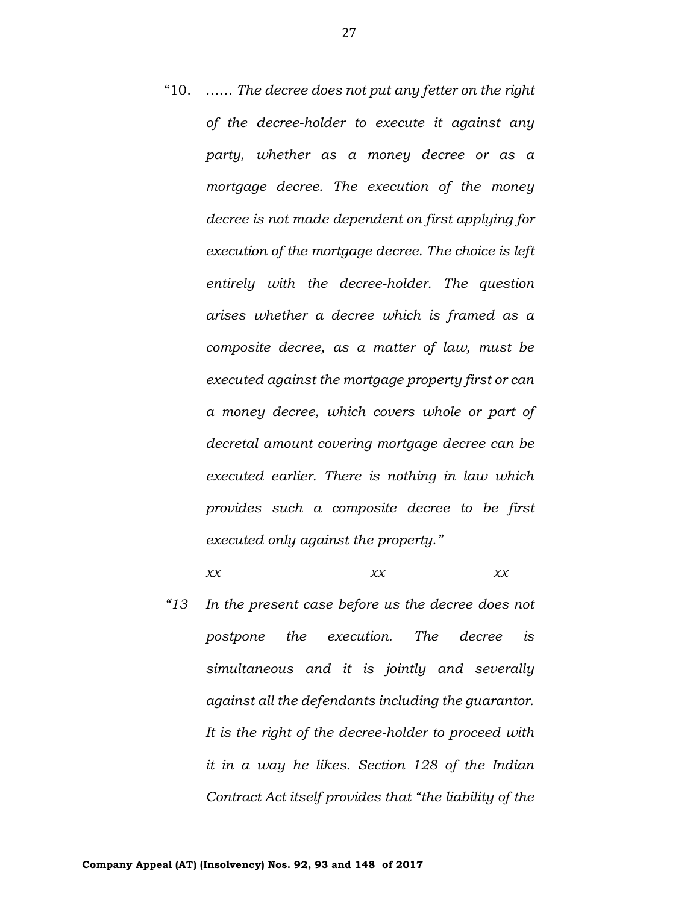"10. …… *The decree does not put any fetter on the right of the decree-holder to execute it against any party, whether as a money decree or as a mortgage decree. The execution of the money decree is not made dependent on first applying for execution of the mortgage decree. The choice is left entirely with the decree-holder. The question arises whether a decree which is framed as a composite decree, as a matter of law, must be executed against the mortgage property first or can a money decree, which covers whole or part of decretal amount covering mortgage decree can be executed earlier. There is nothing in law which provides such a composite decree to be first executed only against the property."*

*xx xx xx*

*"13 In the present case before us the decree does not postpone the execution. The decree is simultaneous and it is jointly and severally against all the defendants including the guarantor. It is the right of the decree-holder to proceed with it in a way he likes. Section 128 of the Indian Contract Act itself provides that "the liability of the*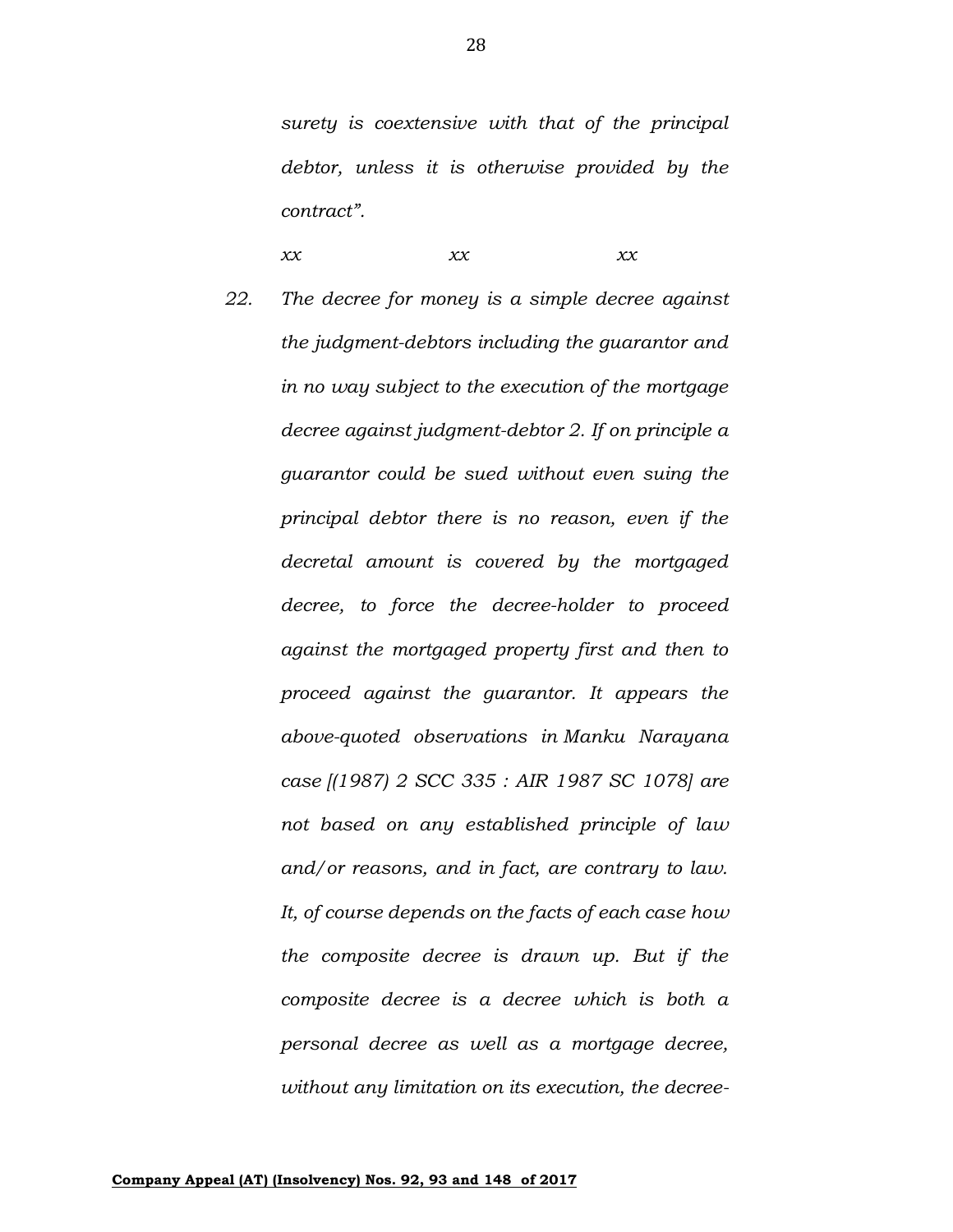*surety is coextensive with that of the principal debtor, unless it is otherwise provided by the contract".*

*xx xx xx*

*22. The decree for money is a simple decree against the judgment-debtors including the guarantor and in no way subject to the execution of the mortgage decree against judgment-debtor 2. If on principle a guarantor could be sued without even suing the principal debtor there is no reason, even if the decretal amount is covered by the mortgaged decree, to force the decree-holder to proceed against the mortgaged property first and then to proceed against the guarantor. It appears the above-quoted observations in Manku Narayana case [(1987) 2 SCC 335 : AIR 1987 SC 1078] are not based on any established principle of law and/or reasons, and in fact, are contrary to law. It, of course depends on the facts of each case how the composite decree is drawn up. But if the composite decree is a decree which is both a personal decree as well as a mortgage decree, without any limitation on its execution, the decree-*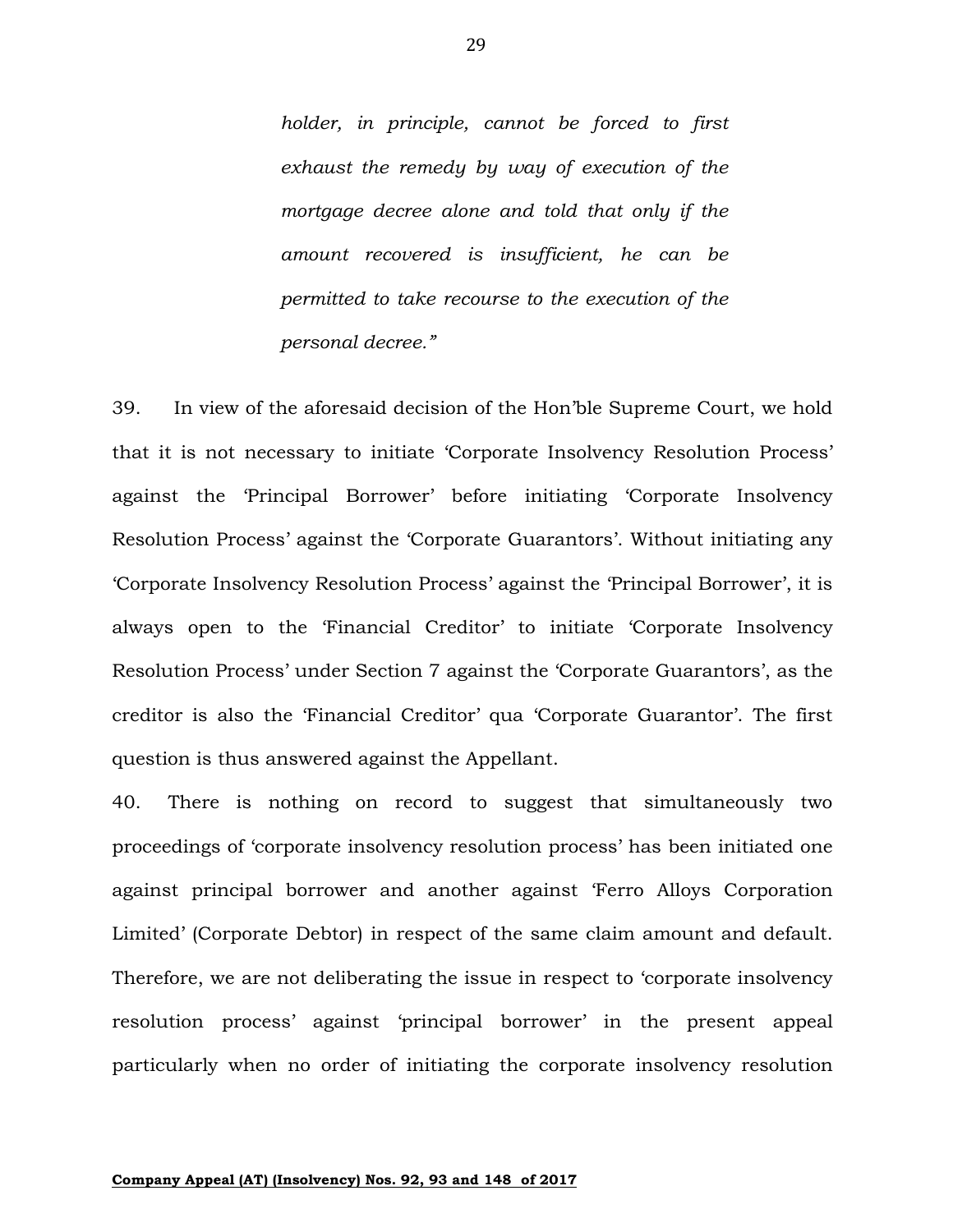*holder, in principle, cannot be forced to first exhaust the remedy by way of execution of the mortgage decree alone and told that only if the amount recovered is insufficient, he can be permitted to take recourse to the execution of the personal decree."*

39. In view of the aforesaid decision of the Hon'ble Supreme Court, we hold that it is not necessary to initiate 'Corporate Insolvency Resolution Process' against the 'Principal Borrower' before initiating 'Corporate Insolvency Resolution Process' against the 'Corporate Guarantors'. Without initiating any 'Corporate Insolvency Resolution Process' against the 'Principal Borrower', it is always open to the 'Financial Creditor' to initiate 'Corporate Insolvency Resolution Process' under Section 7 against the 'Corporate Guarantors', as the creditor is also the 'Financial Creditor' qua 'Corporate Guarantor'. The first question is thus answered against the Appellant.

40. There is nothing on record to suggest that simultaneously two proceedings of 'corporate insolvency resolution process' has been initiated one against principal borrower and another against 'Ferro Alloys Corporation Limited' (Corporate Debtor) in respect of the same claim amount and default. Therefore, we are not deliberating the issue in respect to 'corporate insolvency resolution process' against 'principal borrower' in the present appeal particularly when no order of initiating the corporate insolvency resolution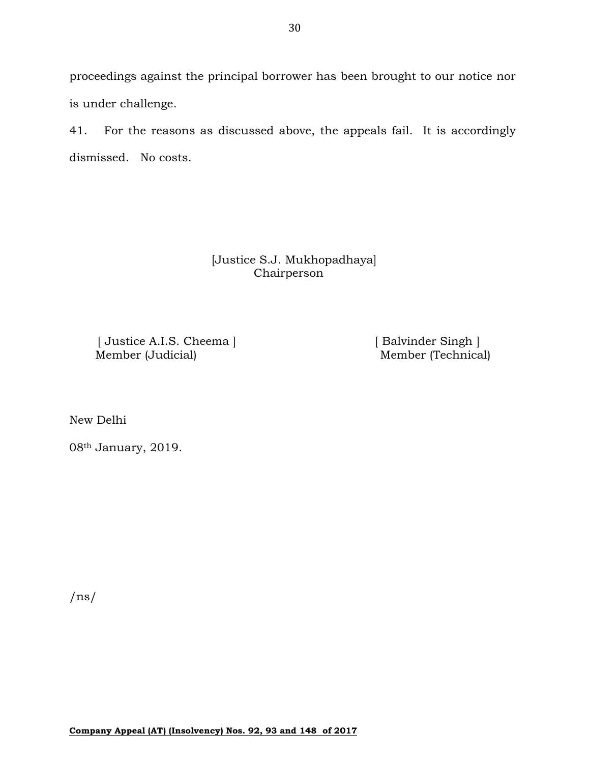proceedings against the principal borrower has been brought to our notice nor is under challenge.

41. For the reasons as discussed above, the appeals fail. It is accordingly dismissed. No costs.

[Justice S.J. Mukhopadhaya]
Chairperson

[ Justice A.I.S. Cheema ]
Member (Judicial)

[ Balvinder Singh ]
Member (Technical)

New Delhi

08th January, 2019.

/ns/